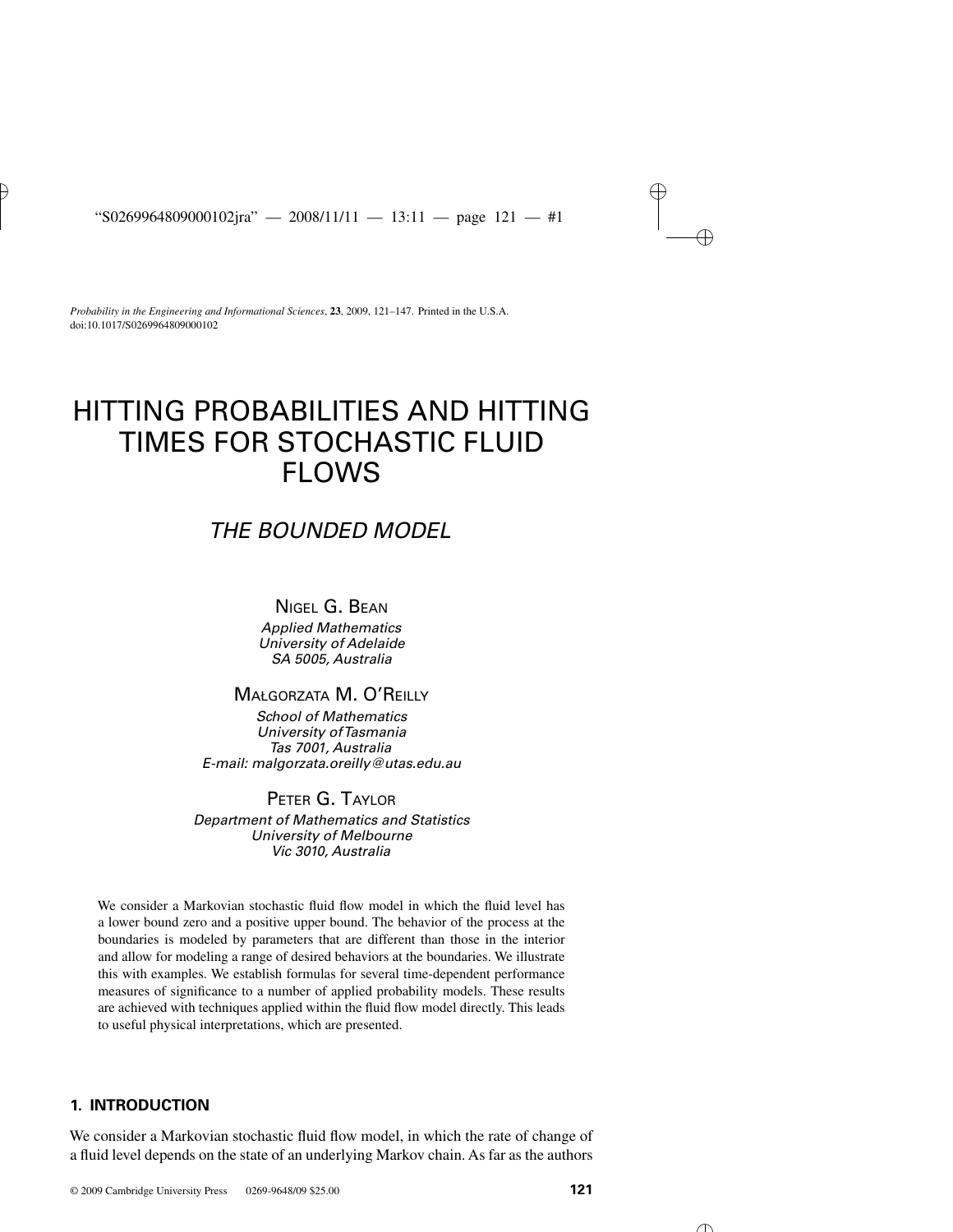# HITTING PROBABILITIES AND HITTING TIMES FOR STOCHASTIC FLUID FLOWS

## *THE BOUNDED MODEL*

NIGEL G. BEAN
*Applied Mathematics*
*University of Adelaide*
*SA 5005, Australia*

MAŁGORZATA M. O'REILLY
*School of Mathematics*
*University of Tasmania*
*Tas 7001, Australia*
*E-mail: malgorzata.oreilly@utas.edu.au*

PETER G. TAYLOR
*Department of Mathematics and Statistics*
*University of Melbourne*
*Vic 3010, Australia*

We consider a Markovian stochastic fluid flow model in which the fluid level has a lower bound zero and a positive upper bound. The behavior of the process at the boundaries is modeled by parameters that are different than those in the interior and allow for modeling a range of desired behaviors at the boundaries. We illustrate this with examples. We establish formulas for several time-dependent performance measures of significance to a number of applied probability models. These results are achieved with techniques applied within the fluid flow model directly. This leads to useful physical interpretations, which are presented.

## 1. INTRODUCTION

We consider a Markovian stochastic fluid flow model, in which the rate of change of a fluid level depends on the state of an underlying Markov chain. As far as the authors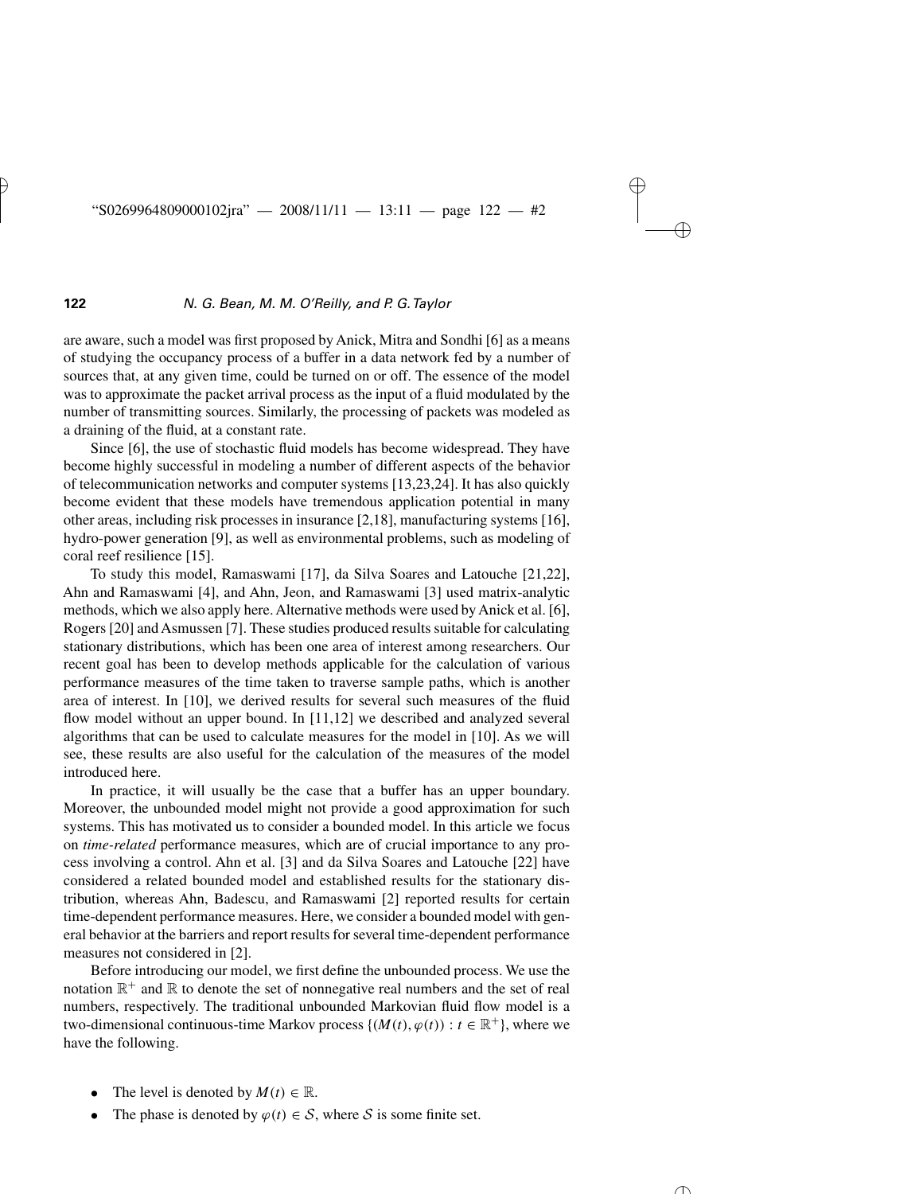are aware, such a model was first proposed by Anick, Mitra and Sondhi [6] as a means of studying the occupancy process of a buffer in a data network fed by a number of sources that, at any given time, could be turned on or off. The essence of the model was to approximate the packet arrival process as the input of a fluid modulated by the number of transmitting sources. Similarly, the processing of packets was modeled as a draining of the fluid, at a constant rate.

Since [6], the use of stochastic fluid models has become widespread. They have become highly successful in modeling a number of different aspects of the behavior of telecommunication networks and computer systems [13,23,24]. It has also quickly become evident that these models have tremendous application potential in many other areas, including risk processes in insurance [2,18], manufacturing systems [16], hydro-power generation [9], as well as environmental problems, such as modeling of coral reef resilience [15].

To study this model, Ramaswami [17], da Silva Soares and Latouche [21,22], Ahn and Ramaswami [4], and Ahn, Jeon, and Ramaswami [3] used matrix-analytic methods, which we also apply here. Alternative methods were used by Anick et al. [6], Rogers [20] and Asmussen [7]. These studies produced results suitable for calculating stationary distributions, which has been one area of interest among researchers. Our recent goal has been to develop methods applicable for the calculation of various performance measures of the time taken to traverse sample paths, which is another area of interest. In [10], we derived results for several such measures of the fluid flow model without an upper bound. In [11,12] we described and analyzed several algorithms that can be used to calculate measures for the model in [10]. As we will see, these results are also useful for the calculation of the measures of the model introduced here.

In practice, it will usually be the case that a buffer has an upper boundary. Moreover, the unbounded model might not provide a good approximation for such systems. This has motivated us to consider a bounded model. In this article we focus on *time-related* performance measures, which are of crucial importance to any process involving a control. Ahn et al. [3] and da Silva Soares and Latouche [22] have considered a related bounded model and established results for the stationary distribution, whereas Ahn, Badescu, and Ramaswami [2] reported results for certain time-dependent performance measures. Here, we consider a bounded model with general behavior at the barriers and report results for several time-dependent performance measures not considered in [2].

Before introducing our model, we first define the unbounded process. We use the notation $\mathbb{R}^+$ and $\mathbb{R}$ to denote the set of nonnegative real numbers and the set of real numbers, respectively. The traditional unbounded Markovian fluid flow model is a two-dimensional continuous-time Markov process $\{(M(t), \varphi(t)) : t \in \mathbb{R}^+\}$, where we have the following.

- The level is denoted by $M(t) \in \mathbb{R}$.
- The phase is denoted by $\varphi(t) \in \mathcal{S}$, where $\mathcal{S}$ is some finite set.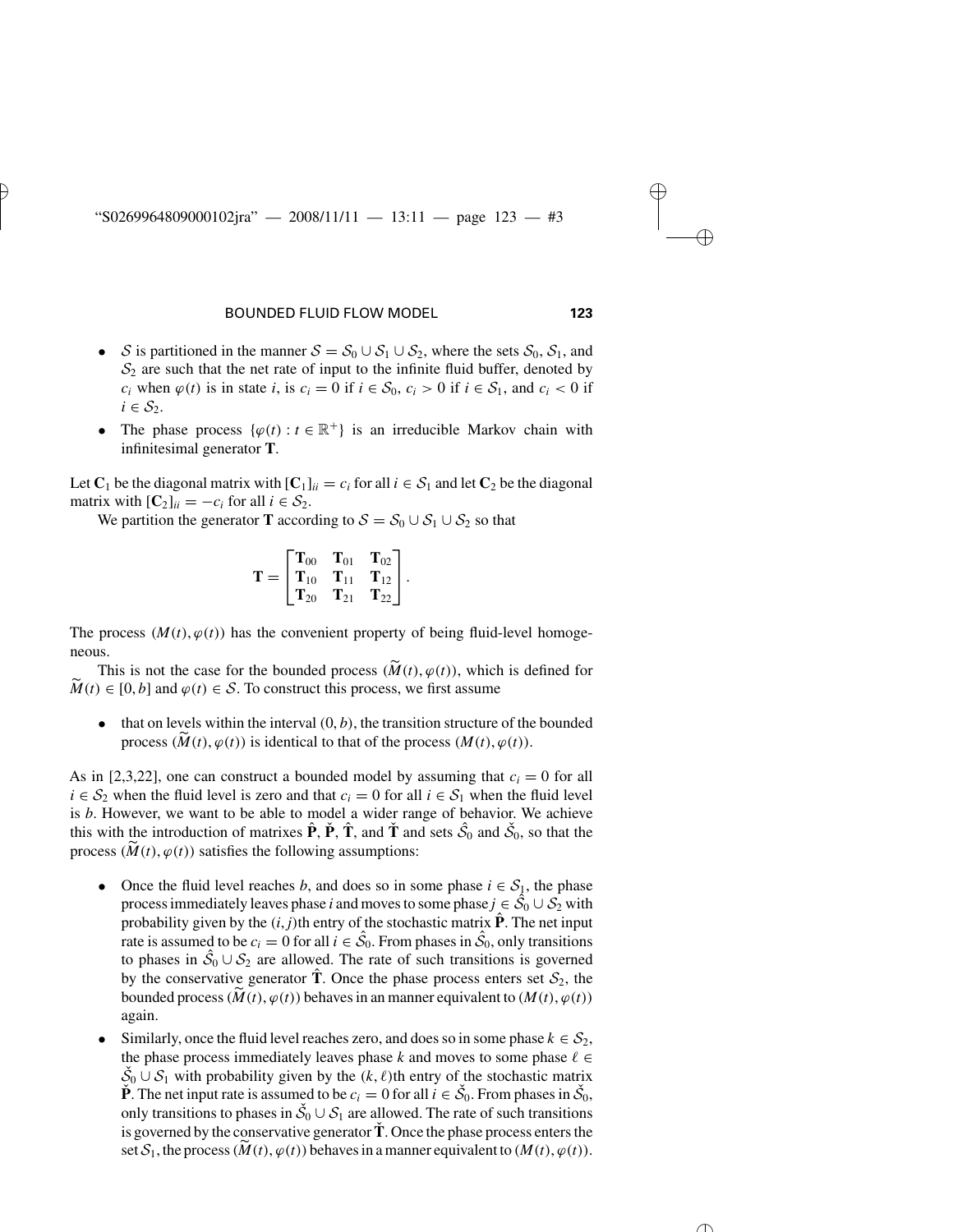- $\mathcal{S}$ is partitioned in the manner $\mathcal{S} = \mathcal{S}_0 \cup \mathcal{S}_1 \cup \mathcal{S}_2$, where the sets $\mathcal{S}_0$, $\mathcal{S}_1$, and $\mathcal{S}_2$ are such that the net rate of input to the infinite fluid buffer, denoted by $c_i$ when $\varphi(t)$ is in state $i$, is $c_i = 0$ if $i \in \mathcal{S}_0$, $c_i > 0$ if $i \in \mathcal{S}_1$, and $c_i < 0$ if $i \in \mathcal{S}_2$.
- The phase process $\{\varphi(t) : t \in \mathbb{R}^+\}$ is an irreducible Markov chain with infinitesimal generator $\mathbf{T}$.

Let $\mathbf{C}_1$ be the diagonal matrix with $[\mathbf{C}_1]_{ii} = c_i$ for all $i \in \mathcal{S}_1$ and let $\mathbf{C}_2$ be the diagonal matrix with $[\mathbf{C}_2]_{ii} = -c_i$ for all $i \in \mathcal{S}_2$.

We partition the generator $\mathbf{T}$ according to $\mathcal{S} = \mathcal{S}_0 \cup \mathcal{S}_1 \cup \mathcal{S}_2$ so that

$$\mathbf{T} = \begin{bmatrix} \mathbf{T}_{00} & \mathbf{T}_{01} & \mathbf{T}_{02} \\ \mathbf{T}_{10} & \mathbf{T}_{11} & \mathbf{T}_{12} \\ \mathbf{T}_{20} & \mathbf{T}_{21} & \mathbf{T}_{22} \end{bmatrix}.$$

The process $(M(t), \varphi(t))$ has the convenient property of being fluid-level homogeneous.

This is not the case for the bounded process $(\widetilde{M}(t), \varphi(t))$, which is defined for $\widetilde{M}(t) \in [0, b]$ and $\varphi(t) \in \mathcal{S}$. To construct this process, we first assume

- that on levels within the interval $(0, b)$, the transition structure of the bounded process $(\widetilde{M}(t), \varphi(t))$ is identical to that of the process $(M(t), \varphi(t))$.

As in [2,3,22], one can construct a bounded model by assuming that $c_i = 0$ for all $i \in \mathcal{S}_2$ when the fluid level is zero and that $c_i = 0$ for all $i \in \mathcal{S}_1$ when the fluid level is $b$. However, we want to be able to model a wider range of behavior. We achieve this with the introduction of matrixes $\hat{\mathbf{P}}$, $\check{\mathbf{P}}$, $\hat{\mathbf{T}}$, and $\check{\mathbf{T}}$ and sets $\hat{\mathcal{S}}_0$ and $\check{\mathcal{S}}_0$, so that the process $(\widetilde{M}(t), \varphi(t))$ satisfies the following assumptions:

- Once the fluid level reaches $b$, and does so in some phase $i \in \mathcal{S}_1$, the phase process immediately leaves phase $i$ and moves to some phase $j \in \hat{\mathcal{S}}_0 \cup \mathcal{S}_2$ with probability given by the $(i, j)$th entry of the stochastic matrix $\hat{\mathbf{P}}$. The net input rate is assumed to be $c_i = 0$ for all $i \in \hat{\mathcal{S}}_0$. From phases in $\hat{\mathcal{S}}_0$, only transitions to phases in $\hat{\mathcal{S}}_0 \cup \mathcal{S}_2$ are allowed. The rate of such transitions is governed by the conservative generator $\hat{\mathbf{T}}$. Once the phase process enters set $\mathcal{S}_2$, the bounded process $(\widetilde{M}(t), \varphi(t))$ behaves in an manner equivalent to $(M(t), \varphi(t))$ again.
- Similarly, once the fluid level reaches zero, and does so in some phase $k \in \mathcal{S}_2$, the phase process immediately leaves phase $k$ and moves to some phase $\ell \in \check{\mathcal{S}}_0 \cup \mathcal{S}_1$ with probability given by the $(k, \ell)$th entry of the stochastic matrix $\check{\mathbf{P}}$. The net input rate is assumed to be $c_i = 0$ for all $i \in \check{\mathcal{S}}_0$. From phases in $\check{\mathcal{S}}_0$, only transitions to phases in $\check{\mathcal{S}}_0 \cup \mathcal{S}_1$ are allowed. The rate of such transitions is governed by the conservative generator $\check{\mathbf{T}}$. Once the phase process enters the set $\mathcal{S}_1$, the process $(\widetilde{M}(t), \varphi(t))$ behaves in a manner equivalent to $(M(t), \varphi(t))$.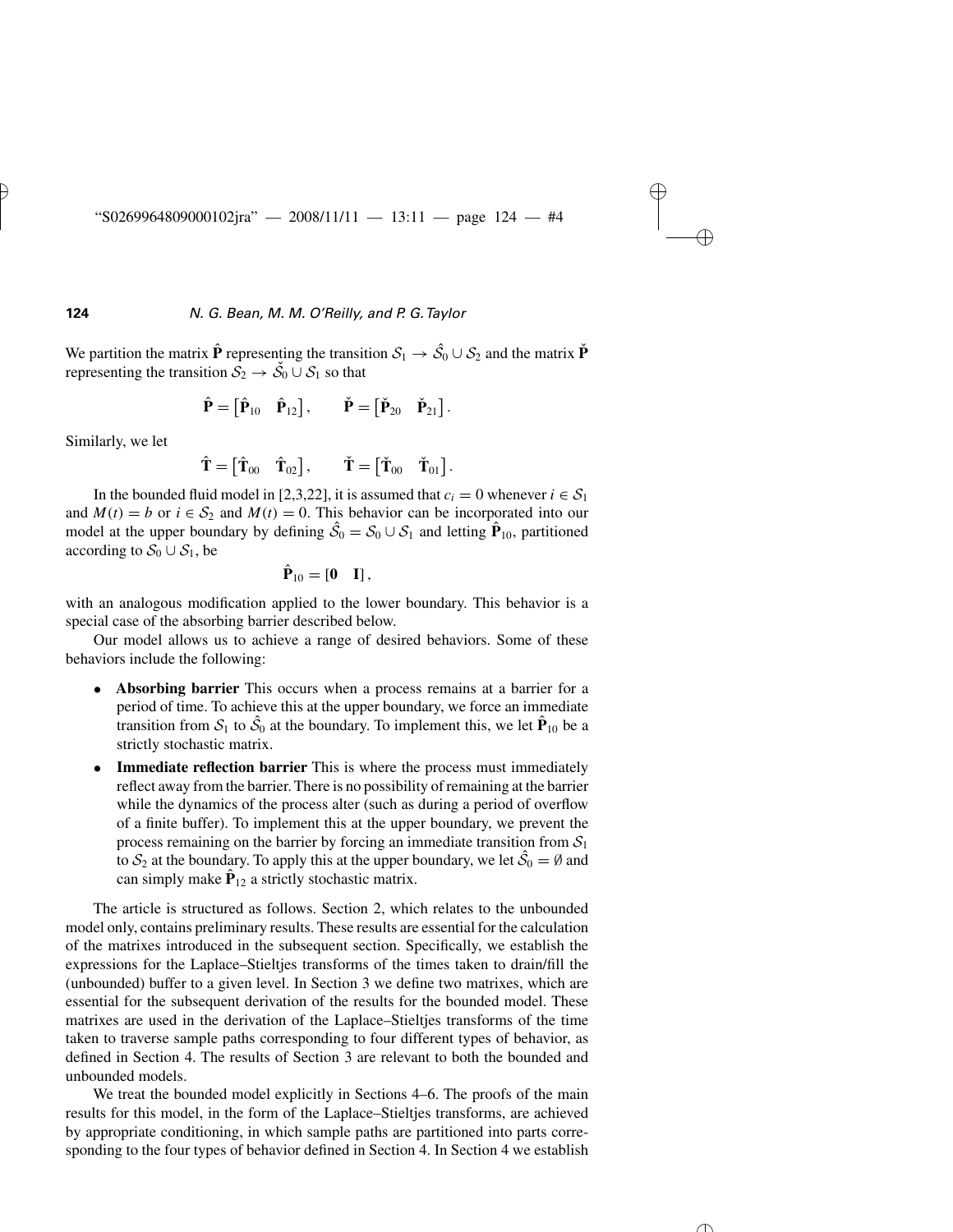We partition the matrix $\hat{\mathbf{P}}$ representing the transition $\mathcal{S}_1 \to \hat{\mathcal{S}}_0 \cup \mathcal{S}_2$ and the matrix $\check{\mathbf{P}}$ representing the transition $\mathcal{S}_2 \to \check{\mathcal{S}}_0 \cup \mathcal{S}_1$ so that

$$\hat{\mathbf{P}} = \begin{bmatrix} \hat{\mathbf{P}}_{10} & \hat{\mathbf{P}}_{12} \end{bmatrix}, \qquad \check{\mathbf{P}} = \begin{bmatrix} \check{\mathbf{P}}_{20} & \check{\mathbf{P}}_{21} \end{bmatrix}.$$

Similarly, we let

$$\hat{\mathbf{T}} = \begin{bmatrix} \hat{\mathbf{T}}_{00} & \hat{\mathbf{T}}_{02} \end{bmatrix}, \qquad \check{\mathbf{T}} = \begin{bmatrix} \check{\mathbf{T}}_{00} & \check{\mathbf{T}}_{01} \end{bmatrix}.$$

In the bounded fluid model in [2,3,22], it is assumed that $c_i = 0$ whenever $i \in \mathcal{S}_1$ and $M(t) = b$ or $i \in \mathcal{S}_2$ and $M(t) = 0$. This behavior can be incorporated into our model at the upper boundary by defining $\hat{\mathcal{S}}_0 = \mathcal{S}_0 \cup \mathcal{S}_1$ and letting $\hat{\mathbf{P}}_{10}$, partitioned according to $\mathcal{S}_0 \cup \mathcal{S}_1$, be

$$\hat{\mathbf{P}}_{10} = [\mathbf{0} \quad \mathbf{I}],$$

with an analogous modification applied to the lower boundary. This behavior is a special case of the absorbing barrier described below.

Our model allows us to achieve a range of desired behaviors. Some of these behaviors include the following:

- **Absorbing barrier** This occurs when a process remains at a barrier for a period of time. To achieve this at the upper boundary, we force an immediate transition from $\mathcal{S}_1$ to $\hat{\mathcal{S}}_0$ at the boundary. To implement this, we let $\hat{\mathbf{P}}_{10}$ be a strictly stochastic matrix.
- **Immediate reflection barrier** This is where the process must immediately reflect away from the barrier. There is no possibility of remaining at the barrier while the dynamics of the process alter (such as during a period of overflow of a finite buffer). To implement this at the upper boundary, we prevent the process remaining on the barrier by forcing an immediate transition from $\mathcal{S}_1$ to $\mathcal{S}_2$ at the boundary. To apply this at the upper boundary, we let $\hat{\mathcal{S}}_0 = \emptyset$ and can simply make $\hat{\mathbf{P}}_{12}$ a strictly stochastic matrix.

The article is structured as follows. Section 2, which relates to the unbounded model only, contains preliminary results. These results are essential for the calculation of the matrixes introduced in the subsequent section. Specifically, we establish the expressions for the Laplace–Stieltjes transforms of the times taken to drain/fill the (unbounded) buffer to a given level. In Section 3 we define two matrixes, which are essential for the subsequent derivation of the results for the bounded model. These matrixes are used in the derivation of the Laplace–Stieltjes transforms of the time taken to traverse sample paths corresponding to four different types of behavior, as defined in Section 4. The results of Section 3 are relevant to both the bounded and unbounded models.

We treat the bounded model explicitly in Sections 4–6. The proofs of the main results for this model, in the form of the Laplace–Stieltjes transforms, are achieved by appropriate conditioning, in which sample paths are partitioned into parts corresponding to the four types of behavior defined in Section 4. In Section 4 we establish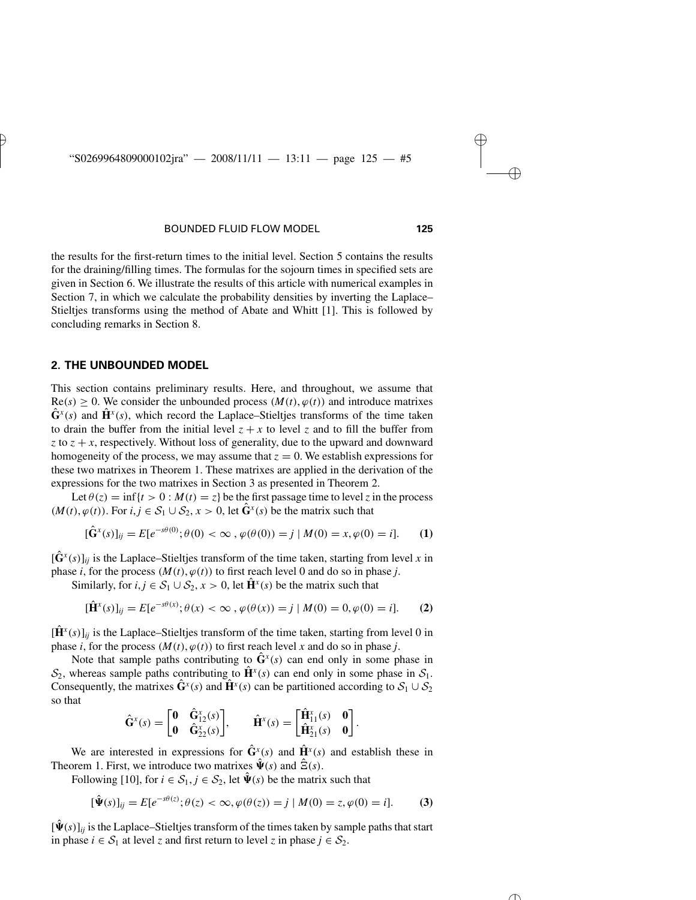the results for the first-return times to the initial level. Section 5 contains the results for the draining/filling times. The formulas for the sojourn times in specified sets are given in Section 6. We illustrate the results of this article with numerical examples in Section 7, in which we calculate the probability densities by inverting the Laplace–Stieltjes transforms using the method of Abate and Whitt [1]. This is followed by concluding remarks in Section 8.

## 2. THE UNBOUNDED MODEL

This section contains preliminary results. Here, and throughout, we assume that $\mathrm{Re}(s) \geq 0$. We consider the unbounded process $(M(t), \varphi(t))$ and introduce matrixes $\hat{\mathbf{G}}^x(s)$ and $\hat{\mathbf{H}}^x(s)$, which record the Laplace–Stieltjes transforms of the time taken to drain the buffer from the initial level $z + x$ to level $z$ and to fill the buffer from $z$ to $z + x$, respectively. Without loss of generality, due to the upward and downward homogeneity of the process, we may assume that $z = 0$. We establish expressions for these two matrixes in Theorem 1. These matrixes are applied in the derivation of the expressions for the two matrixes in Section 3 as presented in Theorem 2.

Let $\theta(z) = \inf\{t > 0 : M(t) = z\}$ be the first passage time to level $z$ in the process $(M(t), \varphi(t))$. For $i, j \in \mathcal{S}_1 \cup \mathcal{S}_2$, $x > 0$, let $\hat{\mathbf{G}}^x(s)$ be the matrix such that

$$[\hat{\mathbf{G}}^x(s)]_{ij} = E[e^{-s\theta(0)}; \theta(0) < \infty\, , \varphi(\theta(0)) = j \mid M(0) = x, \varphi(0) = i]. \qquad \textbf{(1)}$$

$[\hat{\mathbf{G}}^x(s)]_{ij}$ is the Laplace–Stieltjes transform of the time taken, starting from level $x$ in phase $i$, for the process $(M(t), \varphi(t))$ to first reach level 0 and do so in phase $j$.

Similarly, for $i, j \in \mathcal{S}_1 \cup \mathcal{S}_2$, $x > 0$, let $\hat{\mathbf{H}}^x(s)$ be the matrix such that

$$[\hat{\mathbf{H}}^x(s)]_{ij} = E[e^{-s\theta(x)}; \theta(x) < \infty\, , \varphi(\theta(x)) = j \mid M(0) = 0, \varphi(0) = i]. \qquad \textbf{(2)}$$

$[\hat{\mathbf{H}}^x(s)]_{ij}$ is the Laplace–Stieltjes transform of the time taken, starting from level 0 in phase $i$, for the process $(M(t), \varphi(t))$ to first reach level $x$ and do so in phase $j$.

Note that sample paths contributing to $\hat{\mathbf{G}}^x(s)$ can end only in some phase in $\mathcal{S}_2$, whereas sample paths contributing to $\hat{\mathbf{H}}^x(s)$ can end only in some phase in $\mathcal{S}_1$. Consequently, the matrixes $\hat{\mathbf{G}}^x(s)$ and $\hat{\mathbf{H}}^x(s)$ can be partitioned according to $\mathcal{S}_1 \cup \mathcal{S}_2$ so that

$$\hat{\mathbf{G}}^x(s) = \begin{bmatrix} \mathbf{0} & \hat{\mathbf{G}}^x_{12}(s) \\ \mathbf{0} & \hat{\mathbf{G}}^x_{22}(s) \end{bmatrix}, \qquad \hat{\mathbf{H}}^x(s) = \begin{bmatrix} \hat{\mathbf{H}}^x_{11}(s) & \mathbf{0} \\ \hat{\mathbf{H}}^x_{21}(s) & \mathbf{0} \end{bmatrix}.$$

We are interested in expressions for $\hat{\mathbf{G}}^x(s)$ and $\hat{\mathbf{H}}^x(s)$ and establish these in Theorem 1. First, we introduce two matrixes $\hat{\boldsymbol{\Psi}}(s)$ and $\hat{\Xi}(s)$.

Following [10], for $i \in \mathcal{S}_1, j \in \mathcal{S}_2$, let $\hat{\boldsymbol{\Psi}}(s)$ be the matrix such that

$$[\hat{\boldsymbol{\Psi}}(s)]_{ij} = E[e^{-s\theta(z)}; \theta(z) < \infty, \varphi(\theta(z)) = j \mid M(0) = z, \varphi(0) = i]. \qquad \textbf{(3)}$$

$[\hat{\boldsymbol{\Psi}}(s)]_{ij}$ is the Laplace–Stieltjes transform of the times taken by sample paths that start in phase $i \in \mathcal{S}_1$ at level $z$ and first return to level $z$ in phase $j \in \mathcal{S}_2$.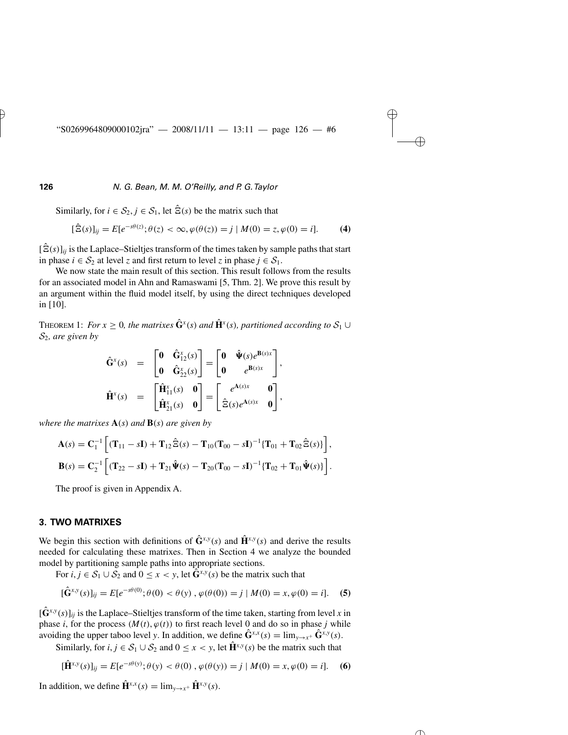Similarly, for $i \in \mathcal{S}_2, j \in \mathcal{S}_1$, let $\hat{\Xi}(s)$ be the matrix such that

$$[\hat{\Xi}(s)]_{ij} = E[e^{-s\theta(z)}; \theta(z) < \infty, \varphi(\theta(z)) = j \mid M(0) = z, \varphi(0) = i]. \tag{4}$$

$[\hat{\Xi}(s)]_{ij}$ is the Laplace–Stieltjes transform of the times taken by sample paths that start in phase $i \in \mathcal{S}_2$ at level $z$ and first return to level $z$ in phase $j \in \mathcal{S}_1$.

We now state the main result of this section. This result follows from the results for an associated model in Ahn and Ramaswami [5, Thm. 2]. We prove this result by an argument within the fluid model itself, by using the direct techniques developed in [10].

THEOREM 1: *For $x \geq 0$, the matrixes $\hat{\mathbf{G}}^x(s)$ and $\hat{\mathbf{H}}^x(s)$, partitioned according to $\mathcal{S}_1 \cup \mathcal{S}_2$, are given by*

$$\hat{\mathbf{G}}^x(s) = \begin{bmatrix} \mathbf{0} & \hat{\mathbf{G}}^x_{12}(s) \\ \mathbf{0} & \hat{\mathbf{G}}^x_{22}(s) \end{bmatrix} = \begin{bmatrix} \mathbf{0} & \hat{\mathbf{\Psi}}(s)e^{\mathbf{B}(s)x} \\ \mathbf{0} & e^{\mathbf{B}(s)x} \end{bmatrix},$$

$$\hat{\mathbf{H}}^x(s) = \begin{bmatrix} \hat{\mathbf{H}}^x_{11}(s) & \mathbf{0} \\ \hat{\mathbf{H}}^x_{21}(s) & \mathbf{0} \end{bmatrix} = \begin{bmatrix} e^{\mathbf{A}(s)x} & \mathbf{0} \\ \hat{\Xi}(s)e^{\mathbf{A}(s)x} & \mathbf{0} \end{bmatrix},$$

*where the matrixes $\mathbf{A}(s)$ and $\mathbf{B}(s)$ are given by*

$$\mathbf{A}(s) = \mathbf{C}_1^{-1}\left[(\mathbf{T}_{11} - s\mathbf{I}) + \mathbf{T}_{12}\hat{\Xi}(s) - \mathbf{T}_{10}(\mathbf{T}_{00} - s\mathbf{I})^{-1}\{\mathbf{T}_{01} + \mathbf{T}_{02}\hat{\Xi}(s)\}\right],$$

$$\mathbf{B}(s) = \mathbf{C}_2^{-1}\left[(\mathbf{T}_{22} - s\mathbf{I}) + \mathbf{T}_{21}\hat{\mathbf{\Psi}}(s) - \mathbf{T}_{20}(\mathbf{T}_{00} - s\mathbf{I})^{-1}\{\mathbf{T}_{02} + \mathbf{T}_{01}\hat{\mathbf{\Psi}}(s)\}\right].$$

The proof is given in Appendix A.

## 3. TWO MATRIXES

We begin this section with definitions of $\hat{\mathbf{G}}^{x,y}(s)$ and $\hat{\mathbf{H}}^{x,y}(s)$ and derive the results needed for calculating these matrixes. Then in Section 4 we analyze the bounded model by partitioning sample paths into appropriate sections.

For $i, j \in \mathcal{S}_1 \cup \mathcal{S}_2$ and $0 \leq x < y$, let $\hat{\mathbf{G}}^{x,y}(s)$ be the matrix such that

$$[\hat{\mathbf{G}}^{x,y}(s)]_{ij} = E[e^{-s\theta(0)}; \theta(0) < \theta(y), \varphi(\theta(0)) = j \mid M(0) = x, \varphi(0) = i]. \tag{5}$$

$[\hat{\mathbf{G}}^{x,y}(s)]_{ij}$ is the Laplace–Stieltjes transform of the time taken, starting from level $x$ in phase $i$, for the process $(M(t), \varphi(t))$ to first reach level 0 and do so in phase $j$ while avoiding the upper taboo level $y$. In addition, we define $\hat{\mathbf{G}}^{x,x}(s) = \lim_{y \to x^+} \hat{\mathbf{G}}^{x,y}(s)$.

Similarly, for $i, j \in \mathcal{S}_1 \cup \mathcal{S}_2$ and $0 \leq x < y$, let $\hat{\mathbf{H}}^{x,y}(s)$ be the matrix such that

$$[\hat{\mathbf{H}}^{x,y}(s)]_{ij} = E[e^{-s\theta(y)}; \theta(y) < \theta(0), \varphi(\theta(y)) = j \mid M(0) = x, \varphi(0) = i]. \tag{6}$$

In addition, we define $\hat{\mathbf{H}}^{x,x}(s) = \lim_{y \to x^+} \hat{\mathbf{H}}^{x,y}(s)$.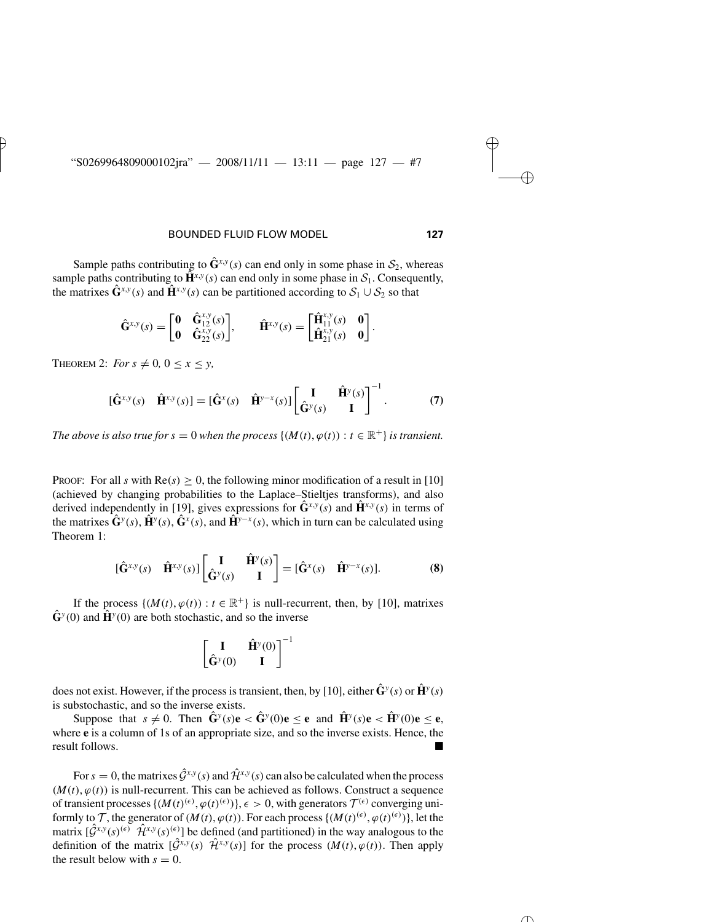Sample paths contributing to $\hat{\mathbf{G}}^{x,y}(s)$ can end only in some phase in $\mathcal{S}_2$, whereas sample paths contributing to $\hat{\mathbf{H}}^{x,y}(s)$ can end only in some phase in $\mathcal{S}_1$. Consequently, the matrixes $\hat{\mathbf{G}}^{x,y}(s)$ and $\hat{\mathbf{H}}^{x,y}(s)$ can be partitioned according to $\mathcal{S}_1 \cup \mathcal{S}_2$ so that

$$\hat{\mathbf{G}}^{x,y}(s) = \begin{bmatrix} \mathbf{0} & \hat{\mathbf{G}}^{x,y}_{12}(s) \\ \mathbf{0} & \hat{\mathbf{G}}^{x,y}_{22}(s) \end{bmatrix}, \qquad \hat{\mathbf{H}}^{x,y}(s) = \begin{bmatrix} \hat{\mathbf{H}}^{x,y}_{11}(s) & \mathbf{0} \\ \hat{\mathbf{H}}^{x,y}_{21}(s) & \mathbf{0} \end{bmatrix}.$$

THEOREM 2: *For $s \neq 0$, $0 \leq x \leq y$,*

$$[\hat{\mathbf{G}}^{x,y}(s) \quad \hat{\mathbf{H}}^{x,y}(s)] = [\hat{\mathbf{G}}^{x}(s) \quad \hat{\mathbf{H}}^{y-x}(s)] \begin{bmatrix} \mathbf{I} & \hat{\mathbf{H}}^{y}(s) \\ \hat{\mathbf{G}}^{y}(s) & \mathbf{I} \end{bmatrix}^{-1}. \tag{7}$$

*The above is also true for $s = 0$ when the process $\{(M(t), \varphi(t)) : t \in \mathbb{R}^+\}$ is transient.*

PROOF: For all $s$ with $\mathrm{Re}(s) \geq 0$, the following minor modification of a result in [10] (achieved by changing probabilities to the Laplace–Stieltjes transforms), and also derived independently in [19], gives expressions for $\hat{\mathbf{G}}^{x,y}(s)$ and $\hat{\mathbf{H}}^{x,y}(s)$ in terms of the matrixes $\hat{\mathbf{G}}^{y}(s)$, $\hat{\mathbf{H}}^{y}(s)$, $\hat{\mathbf{G}}^{x}(s)$, and $\hat{\mathbf{H}}^{y-x}(s)$, which in turn can be calculated using Theorem 1:

$$[\hat{\mathbf{G}}^{x,y}(s) \quad \hat{\mathbf{H}}^{x,y}(s)] \begin{bmatrix} \mathbf{I} & \hat{\mathbf{H}}^{y}(s) \\ \hat{\mathbf{G}}^{y}(s) & \mathbf{I} \end{bmatrix} = [\hat{\mathbf{G}}^{x}(s) \quad \hat{\mathbf{H}}^{y-x}(s)]. \tag{8}$$

If the process $\{(M(t), \varphi(t)) : t \in \mathbb{R}^+\}$ is null-recurrent, then, by [10], matrixes $\hat{\mathbf{G}}^{y}(0)$ and $\hat{\mathbf{H}}^{y}(0)$ are both stochastic, and so the inverse

$$\begin{bmatrix} \mathbf{I} & \hat{\mathbf{H}}^{y}(0) \\ \hat{\mathbf{G}}^{y}(0) & \mathbf{I} \end{bmatrix}^{-1}$$

does not exist. However, if the process is transient, then, by [10], either $\hat{\mathbf{G}}^{y}(s)$ or $\hat{\mathbf{H}}^{y}(s)$ is substochastic, and so the inverse exists.

Suppose that $s \neq 0$. Then $\hat{\mathbf{G}}^{y}(s)\mathbf{e} < \hat{\mathbf{G}}^{y}(0)\mathbf{e} \leq \mathbf{e}$ and $\hat{\mathbf{H}}^{y}(s)\mathbf{e} < \hat{\mathbf{H}}^{y}(0)\mathbf{e} \leq \mathbf{e}$, where $\mathbf{e}$ is a column of 1s of an appropriate size, and so the inverse exists. Hence, the result follows. ∎

For $s = 0$, the matrixes $\hat{\mathcal{G}}^{x,y}(s)$ and $\hat{\mathcal{H}}^{x,y}(s)$ can also be calculated when the process $(M(t), \varphi(t))$ is null-recurrent. This can be achieved as follows. Construct a sequence of transient processes $\{(M(t)^{(\epsilon)}, \varphi(t)^{(\epsilon)})\}$, $\epsilon > 0$, with generators $\mathcal{T}^{(\epsilon)}$ converging uniformly to $\mathcal{T}$, the generator of $(M(t), \varphi(t))$. For each process $\{(M(t)^{(\epsilon)}, \varphi(t)^{(\epsilon)})\}$, let the matrix $[\hat{\mathcal{G}}^{x,y}(s)^{(\epsilon)} \;\; \hat{\mathcal{H}}^{x,y}(s)^{(\epsilon)}]$ be defined (and partitioned) in the way analogous to the definition of the matrix $[\hat{\mathcal{G}}^{x,y}(s) \;\; \hat{\mathcal{H}}^{x,y}(s)]$ for the process $(M(t), \varphi(t))$. Then apply the result below with $s = 0$.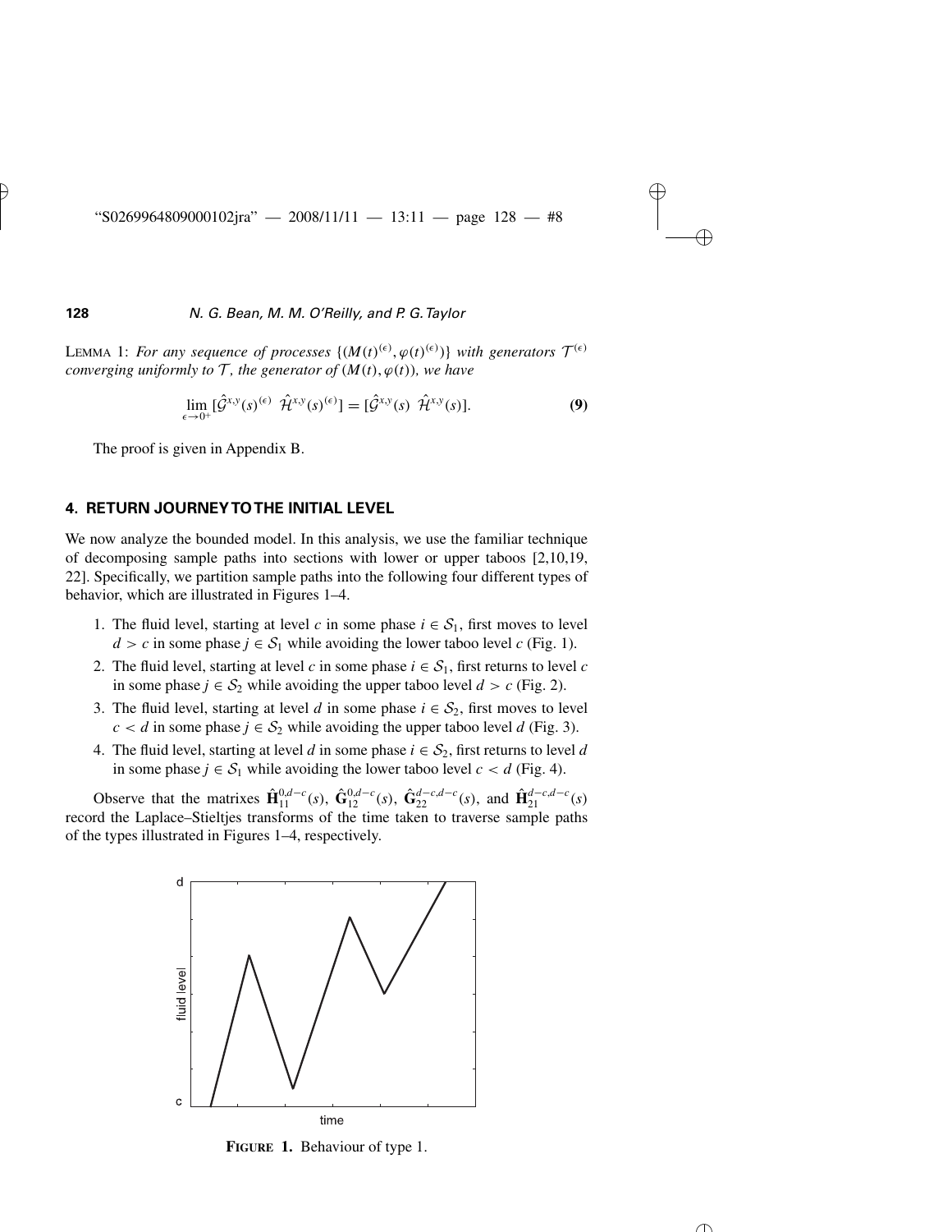LEMMA 1: *For any sequence of processes* $\{(M(t)^{(\epsilon)}, \varphi(t)^{(\epsilon)})\}$ *with generators* $\mathcal{T}^{(\epsilon)}$ *converging uniformly to* $\mathcal{T}$*, the generator of* $(M(t), \varphi(t))$*, we have*

$$\lim_{\epsilon \to 0^+} [\hat{\mathcal{G}}^{x,y}(s)^{(\epsilon)} \;\; \hat{\mathcal{H}}^{x,y}(s)^{(\epsilon)}] = [\hat{\mathcal{G}}^{x,y}(s) \;\; \hat{\mathcal{H}}^{x,y}(s)]. \tag{9}$$

The proof is given in Appendix B.

## 4. RETURN JOURNEY TO THE INITIAL LEVEL

We now analyze the bounded model. In this analysis, we use the familiar technique of decomposing sample paths into sections with lower or upper taboos [2,10,19, 22]. Specifically, we partition sample paths into the following four different types of behavior, which are illustrated in Figures 1–4.

1. The fluid level, starting at level $c$ in some phase $i \in \mathcal{S}_1$, first moves to level $d > c$ in some phase $j \in \mathcal{S}_1$ while avoiding the lower taboo level $c$ (Fig. 1).
2. The fluid level, starting at level $c$ in some phase $i \in \mathcal{S}_1$, first returns to level $c$ in some phase $j \in \mathcal{S}_2$ while avoiding the upper taboo level $d > c$ (Fig. 2).
3. The fluid level, starting at level $d$ in some phase $i \in \mathcal{S}_2$, first moves to level $c < d$ in some phase $j \in \mathcal{S}_2$ while avoiding the upper taboo level $d$ (Fig. 3).
4. The fluid level, starting at level $d$ in some phase $i \in \mathcal{S}_2$, first returns to level $d$ in some phase $j \in \mathcal{S}_1$ while avoiding the lower taboo level $c < d$ (Fig. 4).

Observe that the matrixes $\hat{\mathbf{H}}_{11}^{0,d-c}(s)$, $\hat{\mathbf{G}}_{12}^{0,d-c}(s)$, $\hat{\mathbf{G}}_{22}^{d-c,d-c}(s)$, and $\hat{\mathbf{H}}_{21}^{d-c,d-c}(s)$ record the Laplace–Stieltjes transforms of the time taken to traverse sample paths of the types illustrated in Figures 1–4, respectively.

**FIGURE 1.** Behaviour of type 1.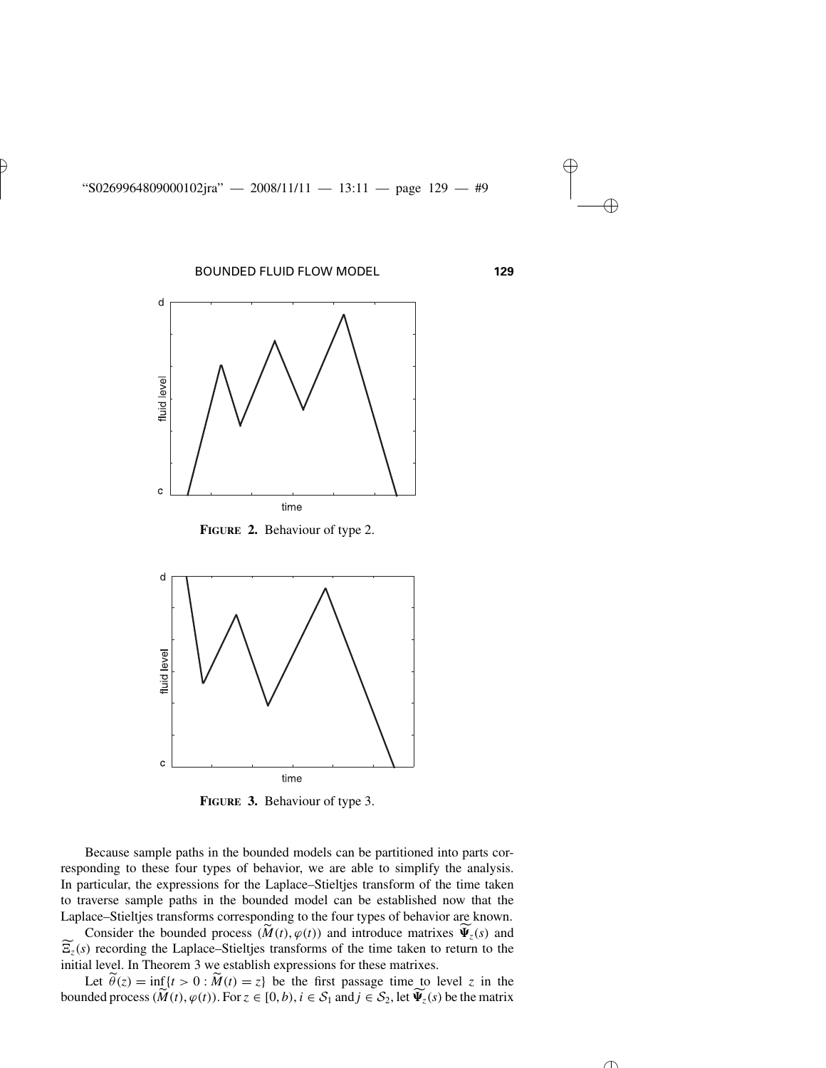**FIGURE 2.** Behaviour of type 2.

**FIGURE 3.** Behaviour of type 3.

Because sample paths in the bounded models can be partitioned into parts corresponding to these four types of behavior, we are able to simplify the analysis. In particular, the expressions for the Laplace–Stieltjes transform of the time taken to traverse sample paths in the bounded model can be established now that the Laplace–Stieltjes transforms corresponding to the four types of behavior are known.

Consider the bounded process $(\widetilde{M}(t), \varphi(t))$ and introduce matrixes $\widetilde{\mathbf{\Psi}_z}(s)$ and $\widetilde{\Xi_z}(s)$ recording the Laplace–Stieltjes transforms of the time taken to return to the initial level. In Theorem 3 we establish expressions for these matrixes.

Let $\widetilde{\theta}(z) = \inf\{t > 0 : \widetilde{M}(t) = z\}$ be the first passage time to level $z$ in the bounded process $(\widetilde{M}(t), \varphi(t))$. For $z \in [0, b)$, $i \in \mathcal{S}_1$ and $j \in \mathcal{S}_2$, let $\widetilde{\mathbf{\Psi}_z}(s)$ be the matrix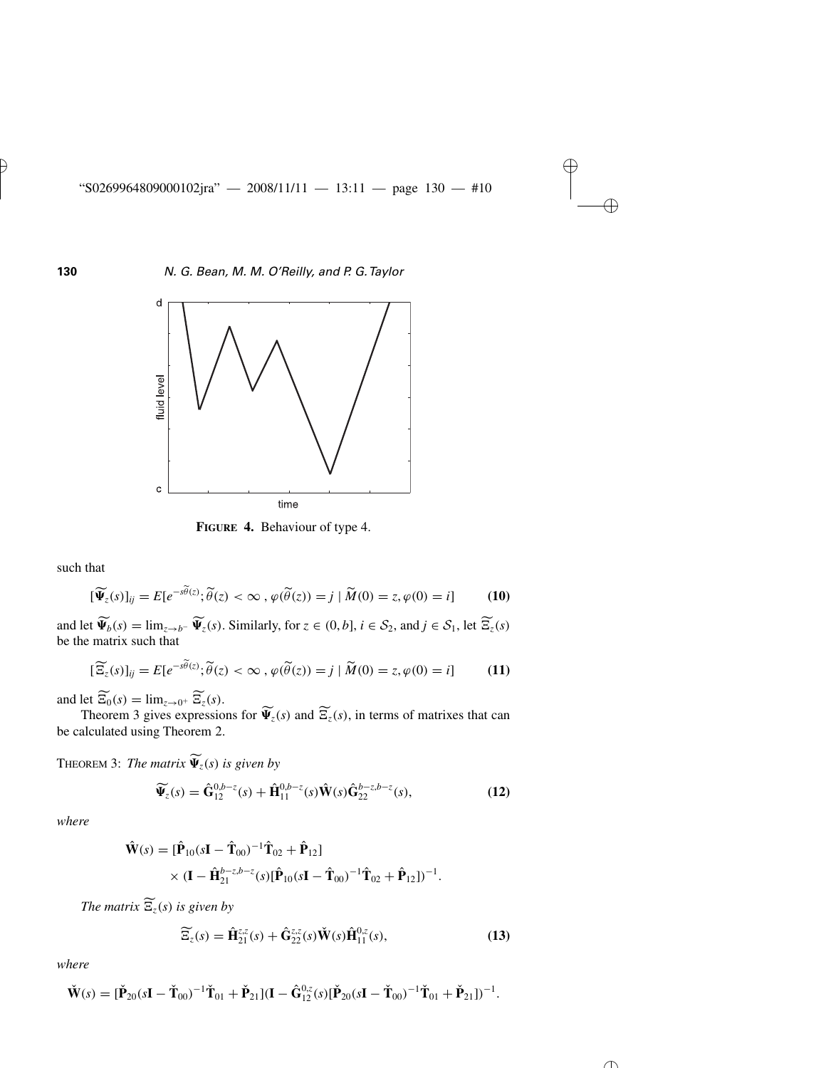**FIGURE 4.** Behaviour of type 4.

such that

$$[\widetilde{\mathbf{\Psi}}_z(s)]_{ij} = E[e^{-s\widetilde{\theta}(z)}; \widetilde{\theta}(z) < \infty \,, \varphi(\widetilde{\theta}(z)) = j \mid \widetilde{M}(0) = z, \varphi(0) = i] \tag{10}$$

and let $\widetilde{\mathbf{\Psi}}_b(s) = \lim_{z \to b^-} \widetilde{\mathbf{\Psi}}_z(s)$. Similarly, for $z \in (0, b]$, $i \in \mathcal{S}_2$, and $j \in \mathcal{S}_1$, let $\widetilde{\Xi}_z(s)$ be the matrix such that

$$[\widetilde{\Xi}_z(s)]_{ij} = E[e^{-s\widetilde{\theta}(z)}; \widetilde{\theta}(z) < \infty \,, \varphi(\widetilde{\theta}(z)) = j \mid \widetilde{M}(0) = z, \varphi(0) = i] \tag{11}$$

and let $\widetilde{\Xi}_0(s) = \lim_{z \to 0^+} \widetilde{\Xi}_z(s)$.

Theorem 3 gives expressions for $\widetilde{\mathbf{\Psi}}_z(s)$ and $\widetilde{\Xi}_z(s)$, in terms of matrixes that can be calculated using Theorem 2.

THEOREM 3: *The matrix $\widetilde{\mathbf{\Psi}}_z(s)$ is given by*

$$\widetilde{\mathbf{\Psi}}_z(s) = \hat{\mathbf{G}}_{12}^{0,b-z}(s) + \hat{\mathbf{H}}_{11}^{0,b-z}(s)\hat{\mathbf{W}}(s)\hat{\mathbf{G}}_{22}^{b-z,b-z}(s), \tag{12}$$

*where*

$$\begin{aligned}\hat{\mathbf{W}}(s) = {} & [\hat{\mathbf{P}}_{10}(s\mathbf{I} - \hat{\mathbf{T}}_{00})^{-1}\hat{\mathbf{T}}_{02} + \hat{\mathbf{P}}_{12}] \\ & \times (\mathbf{I} - \hat{\mathbf{H}}_{21}^{b-z,b-z}(s)[\hat{\mathbf{P}}_{10}(s\mathbf{I} - \hat{\mathbf{T}}_{00})^{-1}\hat{\mathbf{T}}_{02} + \hat{\mathbf{P}}_{12}])^{-1}.\end{aligned}$$

*The matrix $\widetilde{\Xi}_z(s)$ is given by*

$$\widetilde{\Xi}_z(s) = \hat{\mathbf{H}}_{21}^{z,z}(s) + \hat{\mathbf{G}}_{22}^{z,z}(s)\check{\mathbf{W}}(s)\hat{\mathbf{H}}_{11}^{0,z}(s), \tag{13}$$

*where*

$$\check{\mathbf{W}}(s) = [\check{\mathbf{P}}_{20}(s\mathbf{I} - \check{\mathbf{T}}_{00})^{-1}\check{\mathbf{T}}_{01} + \check{\mathbf{P}}_{21}](\mathbf{I} - \hat{\mathbf{G}}_{12}^{0,z}(s)[\check{\mathbf{P}}_{20}(s\mathbf{I} - \check{\mathbf{T}}_{00})^{-1}\check{\mathbf{T}}_{01} + \check{\mathbf{P}}_{21}])^{-1}.$$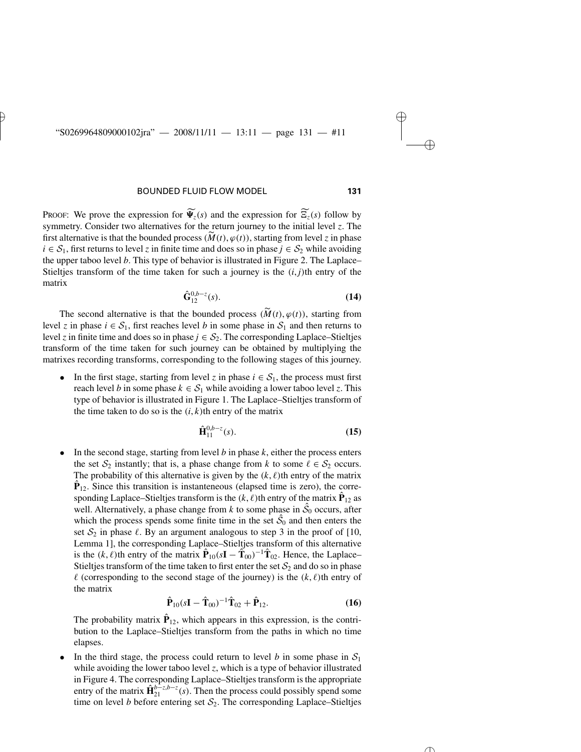PROOF: We prove the expression for $\widetilde{\boldsymbol{\Psi}}_z(s)$ and the expression for $\widetilde{\Xi}_z(s)$ follow by symmetry. Consider two alternatives for the return journey to the initial level $z$. The first alternative is that the bounded process $(\widetilde{M}(t), \varphi(t))$, starting from level $z$ in phase $i \in \mathcal{S}_1$, first returns to level $z$ in finite time and does so in phase $j \in \mathcal{S}_2$ while avoiding the upper taboo level $b$. This type of behavior is illustrated in Figure 2. The Laplace–Stieltjes transform of the time taken for such a journey is the $(i, j)$th entry of the matrix

$$\hat{\mathbf{G}}_{12}^{0,b-z}(s). \tag{14}$$

The second alternative is that the bounded process $(\widetilde{M}(t), \varphi(t))$, starting from level $z$ in phase $i \in \mathcal{S}_1$, first reaches level $b$ in some phase in $\mathcal{S}_1$ and then returns to level $z$ in finite time and does so in phase $j \in \mathcal{S}_2$. The corresponding Laplace–Stieltjes transform of the time taken for such journey can be obtained by multiplying the matrixes recording transforms, corresponding to the following stages of this journey.

- In the first stage, starting from level $z$ in phase $i \in \mathcal{S}_1$, the process must first reach level $b$ in some phase $k \in \mathcal{S}_1$ while avoiding a lower taboo level $z$. This type of behavior is illustrated in Figure 1. The Laplace–Stieltjes transform of the time taken to do so is the $(i, k)$th entry of the matrix

$$\hat{\mathbf{H}}_{11}^{0,b-z}(s). \tag{15}$$

- In the second stage, starting from level $b$ in phase $k$, either the process enters the set $\mathcal{S}_2$ instantly; that is, a phase change from $k$ to some $\ell \in \mathcal{S}_2$ occurs. The probability of this alternative is given by the $(k, \ell)$th entry of the matrix $\hat{\mathbf{P}}_{12}$. Since this transition is instantaneous (elapsed time is zero), the corresponding Laplace–Stieltjes transform is the $(k, \ell)$th entry of the matrix $\hat{\mathbf{P}}_{12}$ as well. Alternatively, a phase change from $k$ to some phase in $\hat{\mathcal{S}}_0$ occurs, after which the process spends some finite time in the set $\hat{\mathcal{S}}_0$ and then enters the set $\mathcal{S}_2$ in phase $\ell$. By an argument analogous to step 3 in the proof of [10, Lemma 1], the corresponding Laplace–Stieltjes transform of this alternative is the $(k, \ell)$th entry of the matrix $\hat{\mathbf{P}}_{10}(s\mathbf{I} - \hat{\mathbf{T}}_{00})^{-1}\hat{\mathbf{T}}_{02}$. Hence, the Laplace–Stieltjes transform of the time taken to first enter the set $\mathcal{S}_2$ and do so in phase $\ell$ (corresponding to the second stage of the journey) is the $(k, \ell)$th entry of the matrix

$$\hat{\mathbf{P}}_{10}(s\mathbf{I} - \hat{\mathbf{T}}_{00})^{-1}\hat{\mathbf{T}}_{02} + \hat{\mathbf{P}}_{12}. \tag{16}$$

  The probability matrix $\hat{\mathbf{P}}_{12}$, which appears in this expression, is the contribution to the Laplace–Stieltjes transform from the paths in which no time elapses.

- In the third stage, the process could return to level $b$ in some phase in $\mathcal{S}_1$ while avoiding the lower taboo level $z$, which is a type of behavior illustrated in Figure 4. The corresponding Laplace–Stieltjes transform is the appropriate entry of the matrix $\hat{\mathbf{H}}_{21}^{b-z,b-z}(s)$. Then the process could possibly spend some time on level $b$ before entering set $\mathcal{S}_2$. The corresponding Laplace–Stieltjes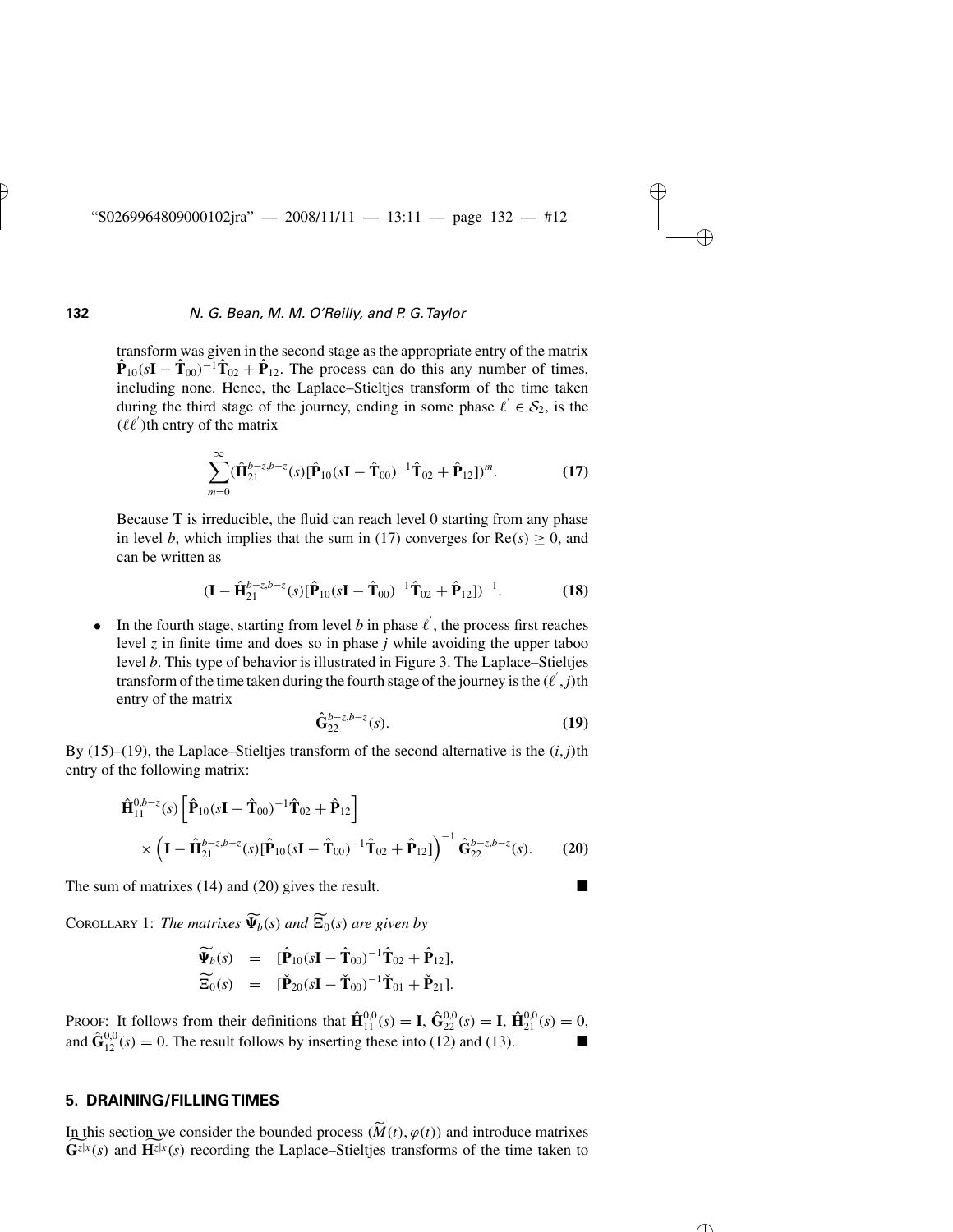transform was given in the second stage as the appropriate entry of the matrix $\hat{\mathbf{P}}_{10}(s\mathbf{I} - \hat{\mathbf{T}}_{00})^{-1}\hat{\mathbf{T}}_{02} + \hat{\mathbf{P}}_{12}$. The process can do this any number of times, including none. Hence, the Laplace–Stieltjes transform of the time taken during the third stage of the journey, ending in some phase $\ell' \in \mathcal{S}_2$, is the $(\ell\ell')$th entry of the matrix

$$\sum_{m=0}^{\infty}(\hat{\mathbf{H}}_{21}^{b-z,b-z}(s)[\hat{\mathbf{P}}_{10}(s\mathbf{I} - \hat{\mathbf{T}}_{00})^{-1}\hat{\mathbf{T}}_{02} + \hat{\mathbf{P}}_{12}])^m. \tag{17}$$

Because $\mathbf{T}$ is irreducible, the fluid can reach level 0 starting from any phase in level $b$, which implies that the sum in (17) converges for $\mathrm{Re}(s) \geq 0$, and can be written as

$$(\mathbf{I} - \hat{\mathbf{H}}_{21}^{b-z,b-z}(s)[\hat{\mathbf{P}}_{10}(s\mathbf{I} - \hat{\mathbf{T}}_{00})^{-1}\hat{\mathbf{T}}_{02} + \hat{\mathbf{P}}_{12}])^{-1}. \tag{18}$$

- In the fourth stage, starting from level $b$ in phase $\ell'$, the process first reaches level $z$ in finite time and does so in phase $j$ while avoiding the upper taboo level $b$. This type of behavior is illustrated in Figure 3. The Laplace–Stieltjes transform of the time taken during the fourth stage of the journey is the $(\ell', j)$th entry of the matrix

$$\hat{\mathbf{G}}_{22}^{b-z,b-z}(s). \tag{19}$$

By (15)–(19), the Laplace–Stieltjes transform of the second alternative is the $(i, j)$th entry of the following matrix:

$$\begin{aligned}
&\hat{\mathbf{H}}_{11}^{0,b-z}(s)\left[\hat{\mathbf{P}}_{10}(s\mathbf{I} - \hat{\mathbf{T}}_{00})^{-1}\hat{\mathbf{T}}_{02} + \hat{\mathbf{P}}_{12}\right] \\
&\quad \times \left(\mathbf{I} - \hat{\mathbf{H}}_{21}^{b-z,b-z}(s)[\hat{\mathbf{P}}_{10}(s\mathbf{I} - \hat{\mathbf{T}}_{00})^{-1}\hat{\mathbf{T}}_{02} + \hat{\mathbf{P}}_{12}]\right)^{-1} \hat{\mathbf{G}}_{22}^{b-z,b-z}(s).
\end{aligned} \tag{20}$$

The sum of matrixes (14) and (20) gives the result. ■

COROLLARY 1: *The matrixes $\widetilde{\boldsymbol{\Psi}}_b(s)$ and $\widetilde{\Xi}_0(s)$ are given by*

$$\begin{aligned}
\widetilde{\boldsymbol{\Psi}}_b(s) &= [\hat{\mathbf{P}}_{10}(s\mathbf{I} - \hat{\mathbf{T}}_{00})^{-1}\hat{\mathbf{T}}_{02} + \hat{\mathbf{P}}_{12}], \\
\widetilde{\Xi}_0(s) &= [\check{\mathbf{P}}_{20}(s\mathbf{I} - \check{\mathbf{T}}_{00})^{-1}\check{\mathbf{T}}_{01} + \check{\mathbf{P}}_{21}].
\end{aligned}$$

PROOF: It follows from their definitions that $\hat{\mathbf{H}}_{11}^{0,0}(s) = \mathbf{I}$, $\hat{\mathbf{G}}_{22}^{0,0}(s) = \mathbf{I}$, $\hat{\mathbf{H}}_{21}^{0,0}(s) = 0$, and $\hat{\mathbf{G}}_{12}^{0,0}(s) = 0$. The result follows by inserting these into (12) and (13). ■

## 5. DRAINING/FILLING TIMES

In this section we consider the bounded process $(\widetilde{M}(t), \varphi(t))$ and introduce matrixes $\widetilde{\mathbf{G}}^{z|x}(s)$ and $\widetilde{\mathbf{H}}^{z|x}(s)$ recording the Laplace–Stieltjes transforms of the time taken to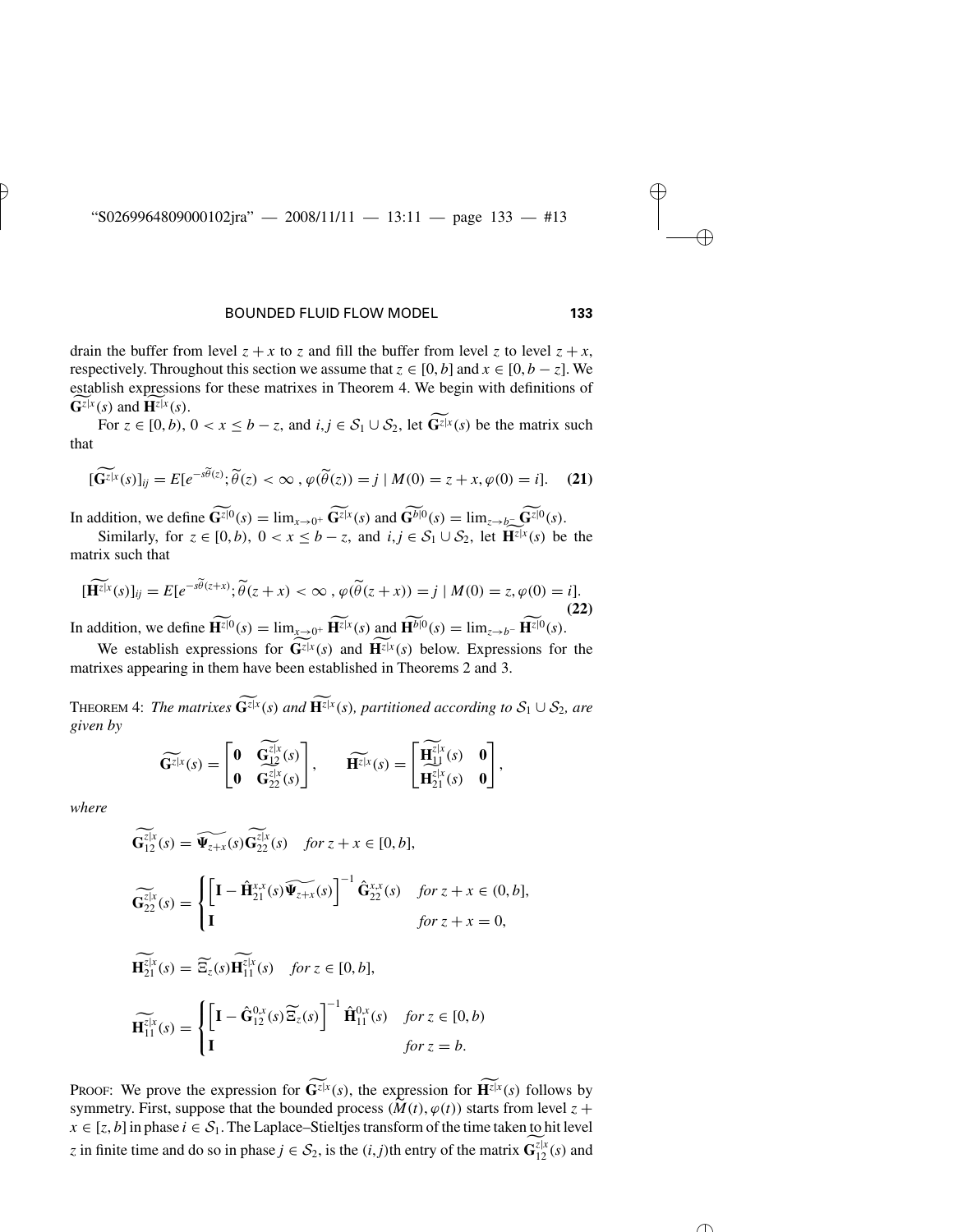drain the buffer from level $z+x$ to $z$ and fill the buffer from level $z$ to level $z+x$, respectively. Throughout this section we assume that $z \in [0,b]$ and $x \in [0, b-z]$. We establish expressions for these matrixes in Theorem 4. We begin with definitions of $\widetilde{\mathbf{G}^{z|x}}(s)$ and $\widetilde{\mathbf{H}^{z|x}}(s)$.

For $z \in [0,b)$, $0 < x \leq b-z$, and $i,j \in \mathcal{S}_1 \cup \mathcal{S}_2$, let $\widetilde{\mathbf{G}^{z|x}}(s)$ be the matrix such that

$$[\widetilde{\mathbf{G}^{z|x}}(s)]_{ij} = E[e^{-s\widetilde{\theta}(z)}; \widetilde{\theta}(z) < \infty \,, \varphi(\widetilde{\theta}(z)) = j \mid M(0) = z+x, \varphi(0) = i]. \quad \textbf{(21)}$$

In addition, we define $\widetilde{\mathbf{G}^{z|0}}(s) = \lim_{x\to 0^+} \widetilde{\mathbf{G}^{z|x}}(s)$ and $\widetilde{\mathbf{G}^{b|0}}(s) = \lim_{z \to b^-} \widetilde{\mathbf{G}^{z|0}}(s)$.

Similarly, for $z \in [0,b)$, $0 < x \leq b-z$, and $i,j \in \mathcal{S}_1 \cup \mathcal{S}_2$, let $\widetilde{\mathbf{H}^{z|x}}(s)$ be the matrix such that

$$[\widetilde{\mathbf{H}^{z|x}}(s)]_{ij} = E[e^{-s\widetilde{\theta}(z+x)}; \widetilde{\theta}(z+x) < \infty \,, \varphi(\widetilde{\theta}(z+x)) = j \mid M(0) = z, \varphi(0) = i]. \quad \textbf{(22)}$$

In addition, we define $\widetilde{\mathbf{H}^{z|0}}(s) = \lim_{x\to 0^+} \widetilde{\mathbf{H}^{z|x}}(s)$ and $\widetilde{\mathbf{H}^{b|0}}(s) = \lim_{z\to b^-} \widetilde{\mathbf{H}^{z|0}}(s)$.

We establish expressions for $\widetilde{\mathbf{G}^{z|x}}(s)$ and $\widetilde{\mathbf{H}^{z|x}}(s)$ below. Expressions for the matrixes appearing in them have been established in Theorems 2 and 3.

THEOREM 4: *The matrixes $\widetilde{\mathbf{G}^{z|x}}(s)$ and $\widetilde{\mathbf{H}^{z|x}}(s)$, partitioned according to $\mathcal{S}_1 \cup \mathcal{S}_2$, are given by*

$$\widetilde{\mathbf{G}^{z|x}}(s) = \begin{bmatrix} \mathbf{0} & \widetilde{\mathbf{G}_{12}^{z|x}}(s) \\ \mathbf{0} & \widetilde{\mathbf{G}_{22}^{z|x}}(s) \end{bmatrix}, \qquad \widetilde{\mathbf{H}^{z|x}}(s) = \begin{bmatrix} \widetilde{\mathbf{H}_{11}^{z|x}}(s) & \mathbf{0} \\ \widetilde{\mathbf{H}_{21}^{z|x}}(s) & \mathbf{0} \end{bmatrix},$$

*where*

$$\widetilde{\mathbf{G}_{12}^{z|x}}(s) = \widetilde{\boldsymbol{\Psi}_{z+x}}(s)\widetilde{\mathbf{G}_{22}^{z|x}}(s) \quad \textit{for } z+x \in [0,b],$$

$$\widetilde{\mathbf{G}_{22}^{z|x}}(s) = \begin{cases} \left[\mathbf{I} - \hat{\mathbf{H}}_{21}^{x,x}(s)\widetilde{\boldsymbol{\Psi}_{z+x}}(s)\right]^{-1} \hat{\mathbf{G}}_{22}^{x,x}(s) & \textit{for } z+x \in (0,b], \\ \mathbf{I} & \textit{for } z+x = 0, \end{cases}$$

$$\widetilde{\mathbf{H}_{21}^{z|x}}(s) = \widetilde{\Xi}_z(s)\widetilde{\mathbf{H}_{11}^{z|x}}(s) \quad \textit{for } z \in [0,b],$$

$$\widetilde{\mathbf{H}_{11}^{z|x}}(s) = \begin{cases} \left[\mathbf{I} - \hat{\mathbf{G}}_{12}^{0,x}(s)\widetilde{\Xi}_z(s)\right]^{-1} \hat{\mathbf{H}}_{11}^{0,x}(s) & \textit{for } z \in [0,b) \\ \mathbf{I} & \textit{for } z = b. \end{cases}$$

PROOF: We prove the expression for $\widetilde{\mathbf{G}^{z|x}}(s)$, the expression for $\widetilde{\mathbf{H}^{z|x}}(s)$ follows by symmetry. First, suppose that the bounded process $(\widetilde{M}(t), \varphi(t))$ starts from level $z+x \in [z,b]$ in phase $i \in \mathcal{S}_1$. The Laplace–Stieltjes transform of the time taken to hit level $z$ in finite time and do so in phase $j \in \mathcal{S}_2$, is the $(i,j)$th entry of the matrix $\widetilde{\mathbf{G}_{12}^{z|x}}(s)$ and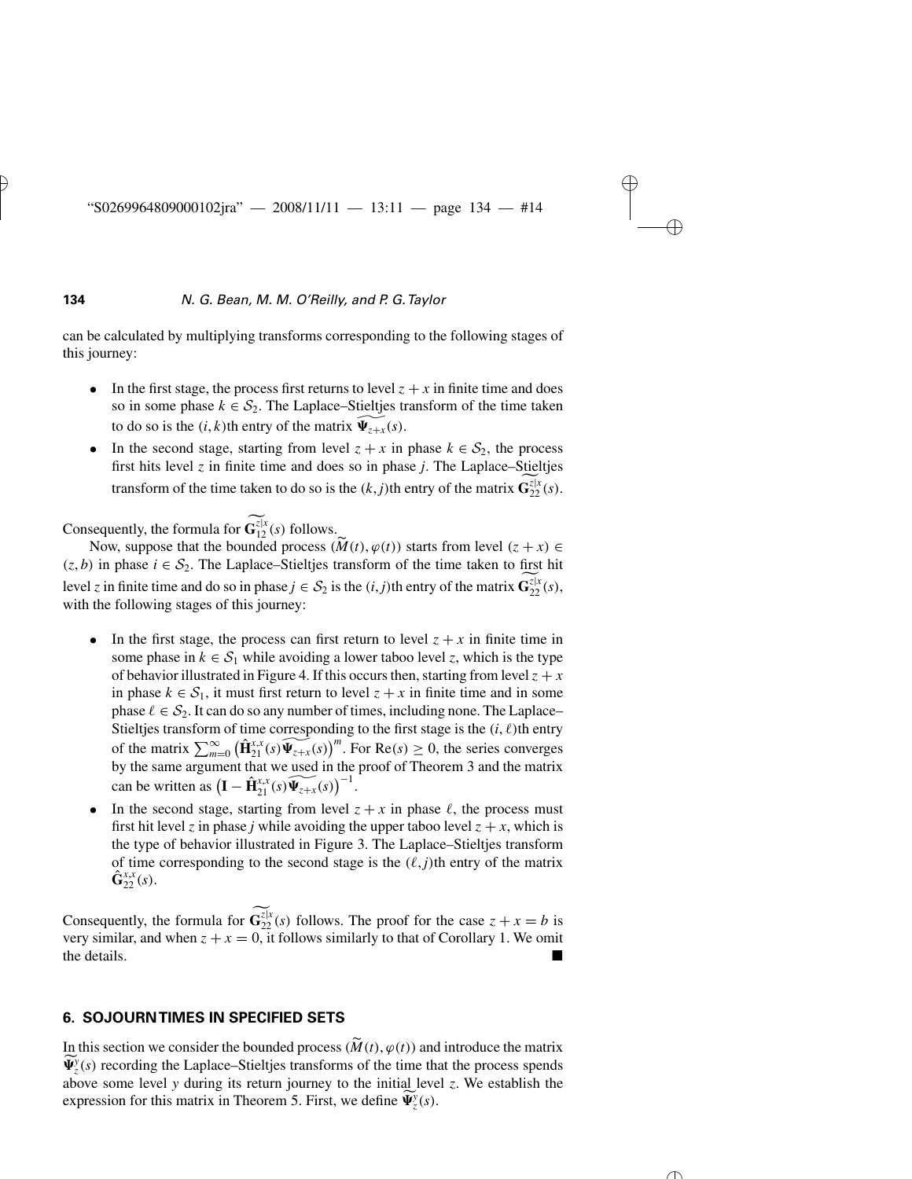can be calculated by multiplying transforms corresponding to the following stages of this journey:

- In the first stage, the process first returns to level $z + x$ in finite time and does so in some phase $k \in \mathcal{S}_2$. The Laplace–Stieltjes transform of the time taken to do so is the $(i, k)$th entry of the matrix $\widetilde{\boldsymbol{\Psi}_{z+x}}(s)$.
- In the second stage, starting from level $z + x$ in phase $k \in \mathcal{S}_2$, the process first hits level $z$ in finite time and does so in phase $j$. The Laplace–Stieltjes transform of the time taken to do so is the $(k, j)$th entry of the matrix $\widetilde{\mathbf{G}_{22}^{z|x}}(s)$.

Consequently, the formula for $\widetilde{\mathbf{G}_{12}^{z|x}}(s)$ follows.

Now, suppose that the bounded process $(\widetilde{M}(t), \varphi(t))$ starts from level $(z + x) \in (z, b)$ in phase $i \in \mathcal{S}_2$. The Laplace–Stieltjes transform of the time taken to first hit level $z$ in finite time and do so in phase $j \in \mathcal{S}_2$ is the $(i, j)$th entry of the matrix $\widetilde{\mathbf{G}_{22}^{z|x}}(s)$, with the following stages of this journey:

- In the first stage, the process can first return to level $z + x$ in finite time in some phase in $k \in \mathcal{S}_1$ while avoiding a lower taboo level $z$, which is the type of behavior illustrated in Figure 4. If this occurs then, starting from level $z + x$ in phase $k \in \mathcal{S}_1$, it must first return to level $z + x$ in finite time and in some phase $\ell \in \mathcal{S}_2$. It can do so any number of times, including none. The Laplace–Stieltjes transform of time corresponding to the first stage is the $(i, \ell)$th entry of the matrix $\sum_{m=0}^{\infty} \left(\hat{\mathbf{H}}_{21}^{x,x}(s)\widetilde{\boldsymbol{\Psi}_{z+x}}(s)\right)^m$. For $\mathrm{Re}(s) \geq 0$, the series converges by the same argument that we used in the proof of Theorem 3 and the matrix can be written as $\left(\mathbf{I} - \hat{\mathbf{H}}_{21}^{x,x}(s)\widetilde{\boldsymbol{\Psi}_{z+x}}(s)\right)^{-1}$.
- In the second stage, starting from level $z + x$ in phase $\ell$, the process must first hit level $z$ in phase $j$ while avoiding the upper taboo level $z + x$, which is the type of behavior illustrated in Figure 3. The Laplace–Stieltjes transform of time corresponding to the second stage is the $(\ell, j)$th entry of the matrix $\hat{\mathbf{G}}_{22}^{x,x}(s)$.

Consequently, the formula for $\widetilde{\mathbf{G}_{22}^{z|x}}(s)$ follows. The proof for the case $z + x = b$ is very similar, and when $z + x = 0$, it follows similarly to that of Corollary 1. We omit the details. ■

## 6. SOJOURN TIMES IN SPECIFIED SETS

In this section we consider the bounded process $(\widetilde{M}(t), \varphi(t))$ and introduce the matrix $\widetilde{\boldsymbol{\Psi}_z^y}(s)$ recording the Laplace–Stieltjes transforms of the time that the process spends above some level $y$ during its return journey to the initial level $z$. We establish the expression for this matrix in Theorem 5. First, we define $\widetilde{\boldsymbol{\Psi}_z^y}(s)$.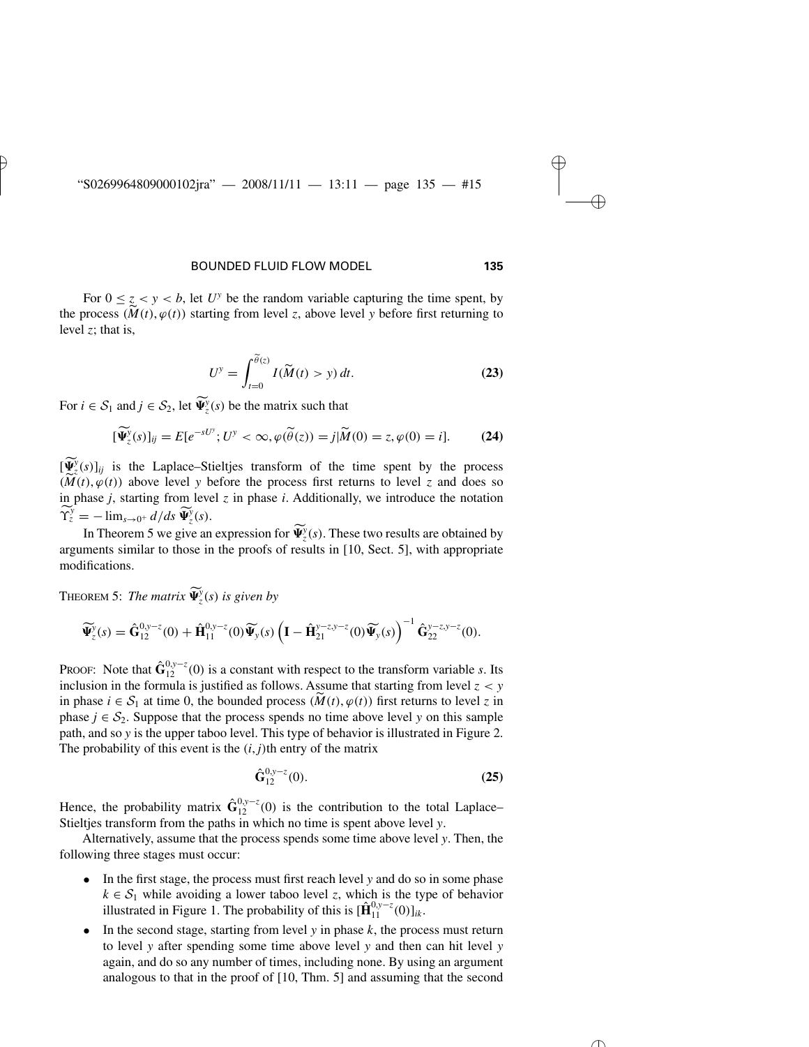For $0 \leq z < y < b$, let $U^y$ be the random variable capturing the time spent, by the process $(\widetilde{M}(t), \varphi(t))$ starting from level $z$, above level $y$ before first returning to level $z$; that is,

$$U^y = \int_{t=0}^{\widetilde{\theta}(z)} I(\widetilde{M}(t) > y)\, dt. \tag{23}$$

For $i \in \mathcal{S}_1$ and $j \in \mathcal{S}_2$, let $\widetilde{\mathbf{\Psi}}_z^y(s)$ be the matrix such that

$$[\widetilde{\mathbf{\Psi}}_z^y(s)]_{ij} = E[e^{-sU^y}; U^y < \infty, \varphi(\widetilde{\theta}(z)) = j | \widetilde{M}(0) = z, \varphi(0) = i]. \tag{24}$$

$[\widetilde{\mathbf{\Psi}}_z^y(s)]_{ij}$ is the Laplace–Stieltjes transform of the time spent by the process $(\widetilde{M}(t), \varphi(t))$ above level $y$ before the process first returns to level $z$ and does so in phase $j$, starting from level $z$ in phase $i$. Additionally, we introduce the notation $\widetilde{\Upsilon}_z^y = -\lim_{s \to 0^+} d/ds\, \widetilde{\mathbf{\Psi}}_z^y(s)$.

In Theorem 5 we give an expression for $\widetilde{\mathbf{\Psi}}_z^y(s)$. These two results are obtained by arguments similar to those in the proofs of results in [10, Sect. 5], with appropriate modifications.

THEOREM 5: *The matrix* $\widetilde{\mathbf{\Psi}}_z^y(s)$ *is given by*

$$\widetilde{\mathbf{\Psi}}_z^y(s) = \hat{\mathbf{G}}_{12}^{0,y-z}(0) + \hat{\mathbf{H}}_{11}^{0,y-z}(0)\widetilde{\mathbf{\Psi}}_y(s)\left(\mathbf{I} - \hat{\mathbf{H}}_{21}^{y-z,y-z}(0)\widetilde{\mathbf{\Psi}}_y(s)\right)^{-1}\hat{\mathbf{G}}_{22}^{y-z,y-z}(0).$$

PROOF: Note that $\hat{\mathbf{G}}_{12}^{0,y-z}(0)$ is a constant with respect to the transform variable $s$. Its inclusion in the formula is justified as follows. Assume that starting from level $z < y$ in phase $i \in \mathcal{S}_1$ at time 0, the bounded process $(\widetilde{M}(t), \varphi(t))$ first returns to level $z$ in phase $j \in \mathcal{S}_2$. Suppose that the process spends no time above level $y$ on this sample path, and so $y$ is the upper taboo level. This type of behavior is illustrated in Figure 2. The probability of this event is the $(i,j)$th entry of the matrix

$$\hat{\mathbf{G}}_{12}^{0,y-z}(0). \tag{25}$$

Hence, the probability matrix $\hat{\mathbf{G}}_{12}^{0,y-z}(0)$ is the contribution to the total Laplace–Stieltjes transform from the paths in which no time is spent above level $y$.

Alternatively, assume that the process spends some time above level $y$. Then, the following three stages must occur:

- In the first stage, the process must first reach level $y$ and do so in some phase $k \in \mathcal{S}_1$ while avoiding a lower taboo level $z$, which is the type of behavior illustrated in Figure 1. The probability of this is $[\hat{\mathbf{H}}_{11}^{0,y-z}(0)]_{ik}$.
- In the second stage, starting from level $y$ in phase $k$, the process must return to level $y$ after spending some time above level $y$ and then can hit level $y$ again, and do so any number of times, including none. By using an argument analogous to that in the proof of [10, Thm. 5] and assuming that the second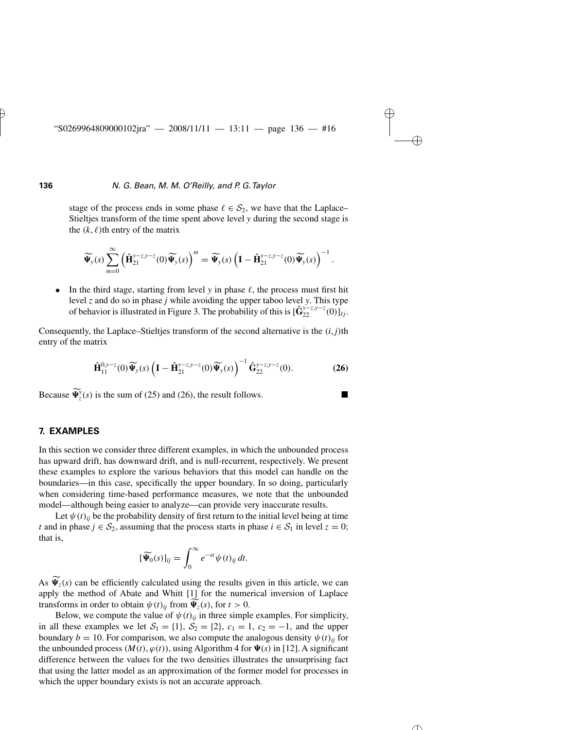stage of the process ends in some phase $\ell \in \mathcal{S}_2$, we have that the Laplace–Stieltjes transform of the time spent above level $y$ during the second stage is the $(k, \ell)$th entry of the matrix

$$\widetilde{\boldsymbol{\Psi}}_y(s) \sum_{m=0}^{\infty} \left( \hat{\mathbf{H}}_{21}^{y-z,y-z}(0) \widetilde{\boldsymbol{\Psi}}_y(s) \right)^m = \widetilde{\boldsymbol{\Psi}}_y(s) \left( \mathbf{I} - \hat{\mathbf{H}}_{21}^{y-z,y-z}(0) \widetilde{\boldsymbol{\Psi}}_y(s) \right)^{-1}.$$

- In the third stage, starting from level $y$ in phase $\ell$, the process must first hit level $z$ and do so in phase $j$ while avoiding the upper taboo level $y$. This type of behavior is illustrated in Figure 3. The probability of this is $[\hat{\mathbf{G}}_{22}^{y-z,y-z}(0)]_{\ell j}$.

Consequently, the Laplace–Stieltjes transform of the second alternative is the $(i, j)$th entry of the matrix

$$\hat{\mathbf{H}}_{11}^{0,y-z}(0) \widetilde{\boldsymbol{\Psi}}_y(s) \left( \mathbf{I} - \hat{\mathbf{H}}_{21}^{y-z,y-z}(0) \widetilde{\boldsymbol{\Psi}}_y(s) \right)^{-1} \hat{\mathbf{G}}_{22}^{y-z,y-z}(0). \tag{26}$$

Because $\widetilde{\boldsymbol{\Psi}}_z^y(s)$ is the sum of (25) and (26), the result follows. ■

## 7. EXAMPLES

In this section we consider three different examples, in which the unbounded process has upward drift, has downward drift, and is null-recurrent, respectively. We present these examples to explore the various behaviors that this model can handle on the boundaries—in this case, specifically the upper boundary. In so doing, particularly when considering time-based performance measures, we note that the unbounded model—although being easier to analyze—can provide very inaccurate results.

Let $\psi(t)_{ij}$ be the probability density of first return to the initial level being at time $t$ and in phase $j \in \mathcal{S}_2$, assuming that the process starts in phase $i \in \mathcal{S}_1$ in level $z = 0$; that is,

$$[\widetilde{\boldsymbol{\Psi}}_0(s)]_{ij} = \int_0^{\infty} e^{-st} \psi(t)_{ij}\, dt.$$

As $\widetilde{\boldsymbol{\Psi}}_z(s)$ can be efficiently calculated using the results given in this article, we can apply the method of Abate and Whitt [1] for the numerical inversion of Laplace transforms in order to obtain $\psi(t)_{ij}$ from $\widetilde{\boldsymbol{\Psi}}_z(s)$, for $t > 0$.

Below, we compute the value of $\psi(t)_{ij}$ in three simple examples. For simplicity, in all these examples we let $\mathcal{S}_1 = \{1\}$, $\mathcal{S}_2 = \{2\}$, $c_1 = 1$, $c_2 = -1$, and the upper boundary $b = 10$. For comparison, we also compute the analogous density $\psi(t)_{ij}$ for the unbounded process $(M(t), \varphi(t))$, using Algorithm 4 for $\boldsymbol{\Psi}(s)$ in [12]. A significant difference between the values for the two densities illustrates the unsurprising fact that using the latter model as an approximation of the former model for processes in which the upper boundary exists is not an accurate approach.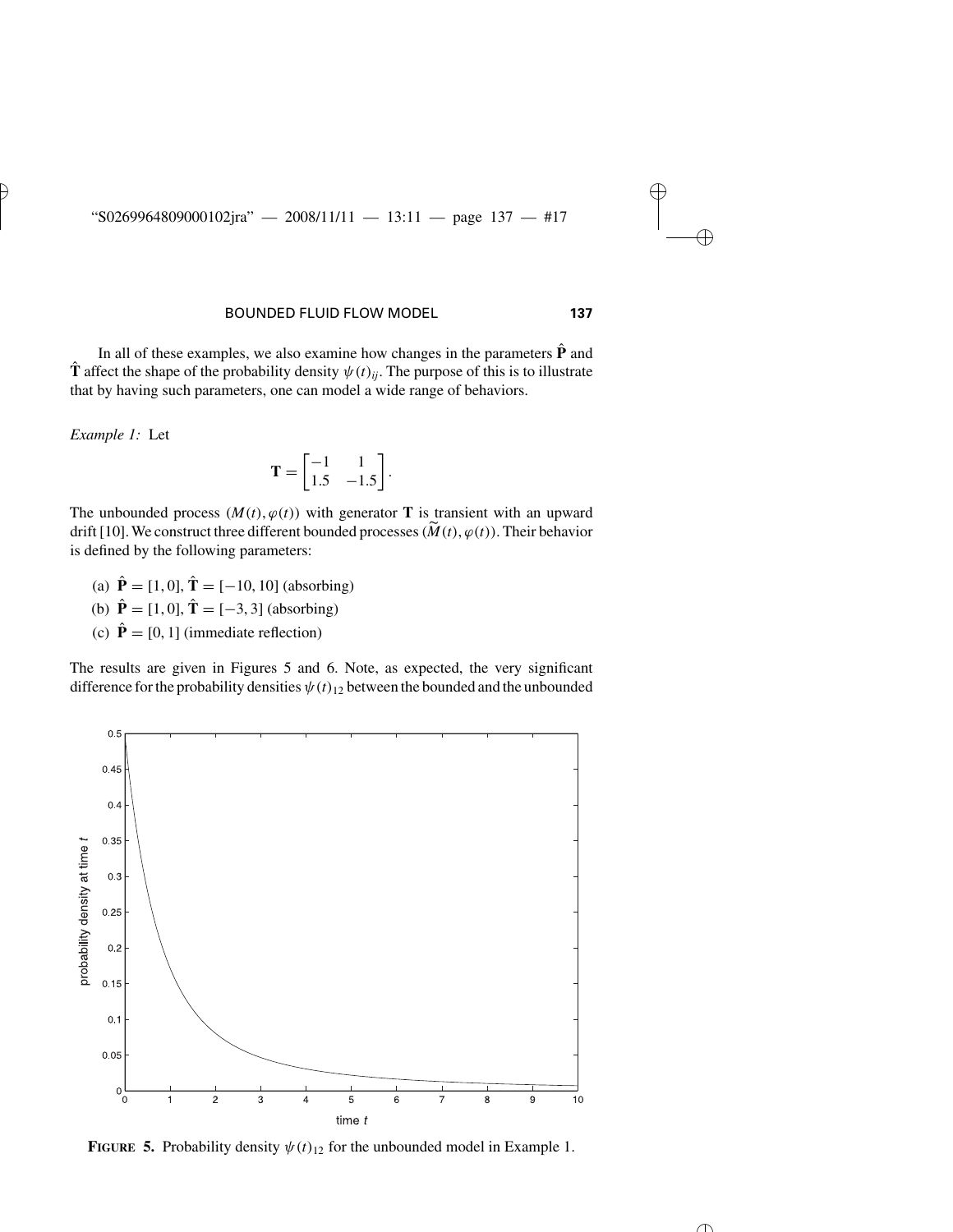In all of these examples, we also examine how changes in the parameters $\hat{\mathbf{P}}$ and $\hat{\mathbf{T}}$ affect the shape of the probability density $\psi(t)_{ij}$. The purpose of this is to illustrate that by having such parameters, one can model a wide range of behaviors.

*Example 1:* Let

$$\mathbf{T} = \begin{bmatrix} -1 & 1 \\ 1.5 & -1.5 \end{bmatrix}.$$

The unbounded process $(M(t), \varphi(t))$ with generator $\mathbf{T}$ is transient with an upward drift [10]. We construct three different bounded processes $(\widetilde{M}(t), \varphi(t))$. Their behavior is defined by the following parameters:

(a) $\hat{\mathbf{P}} = [1, 0]$, $\hat{\mathbf{T}} = [-10, 10]$ (absorbing)

(b) $\hat{\mathbf{P}} = [1, 0]$, $\hat{\mathbf{T}} = [-3, 3]$ (absorbing)

(c) $\hat{\mathbf{P}} = [0, 1]$ (immediate reflection)

The results are given in Figures 5 and 6. Note, as expected, the very significant difference for the probability densities $\psi(t)_{12}$ between the bounded and the unbounded

**FIGURE 5.** Probability density $\psi(t)_{12}$ for the unbounded model in Example 1.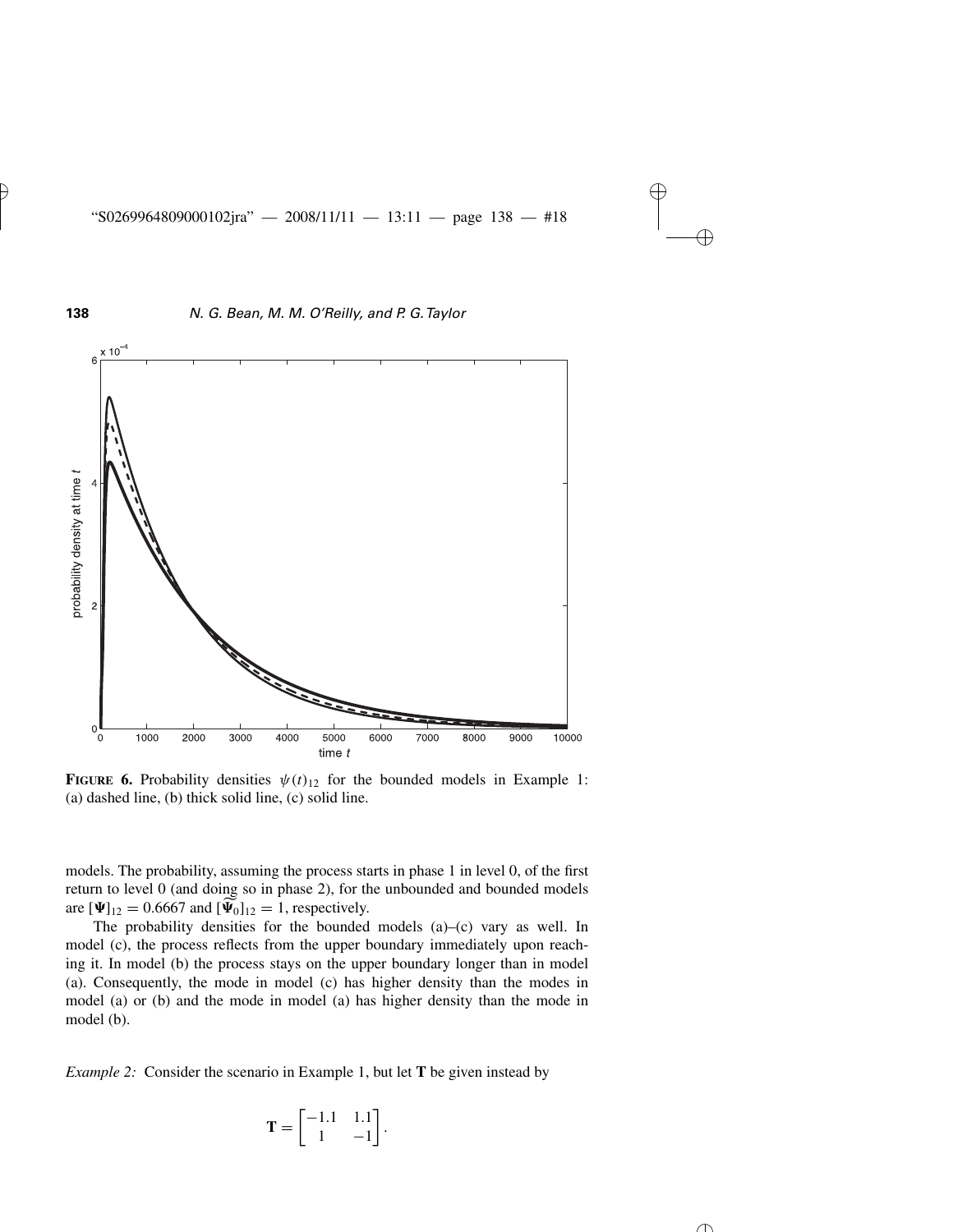**FIGURE 6.** Probability densities $\psi(t)_{12}$ for the bounded models in Example 1: (a) dashed line, (b) thick solid line, (c) solid line.

models. The probability, assuming the process starts in phase 1 in level 0, of the first return to level 0 (and doing so in phase 2), for the unbounded and bounded models are $[\mathbf{\Psi}]_{12} = 0.6667$ and $[\widehat{\mathbf{\Psi}}_0]_{12} = 1$, respectively.

The probability densities for the bounded models (a)–(c) vary as well. In model (c), the process reflects from the upper boundary immediately upon reaching it. In model (b) the process stays on the upper boundary longer than in model (a). Consequently, the mode in model (c) has higher density than the modes in model (a) or (b) and the mode in model (a) has higher density than the mode in model (b).

*Example 2:* Consider the scenario in Example 1, but let $\mathbf{T}$ be given instead by

$$\mathbf{T} = \begin{bmatrix} -1.1 & 1.1 \\ 1 & -1 \end{bmatrix}.$$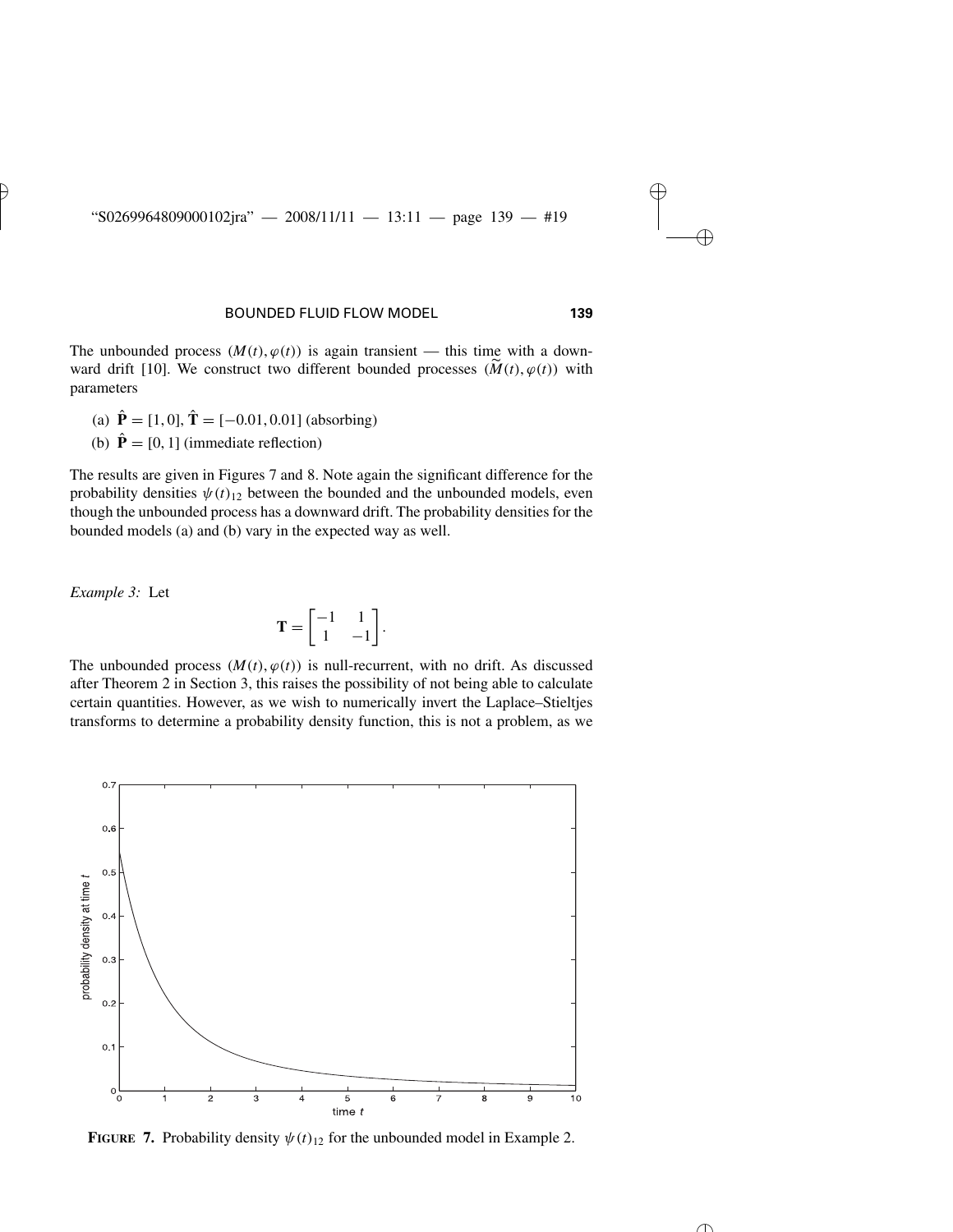The unbounded process $(M(t), \varphi(t))$ is again transient — this time with a downward drift [10]. We construct two different bounded processes $(\widetilde{M}(t), \varphi(t))$ with parameters

(a) $\hat{\mathbf{P}} = [1, 0]$, $\hat{\mathbf{T}} = [-0.01, 0.01]$ (absorbing)

(b) $\hat{\mathbf{P}} = [0, 1]$ (immediate reflection)

The results are given in Figures 7 and 8. Note again the significant difference for the probability densities $\psi(t)_{12}$ between the bounded and the unbounded models, even though the unbounded process has a downward drift. The probability densities for the bounded models (a) and (b) vary in the expected way as well.

*Example 3:* Let

$$\mathbf{T} = \begin{bmatrix} -1 & 1 \\ 1 & -1 \end{bmatrix}.$$

The unbounded process $(M(t), \varphi(t))$ is null-recurrent, with no drift. As discussed after Theorem 2 in Section 3, this raises the possibility of not being able to calculate certain quantities. However, as we wish to numerically invert the Laplace–Stieltjes transforms to determine a probability density function, this is not a problem, as we

**FIGURE 7.** Probability density $\psi(t)_{12}$ for the unbounded model in Example 2.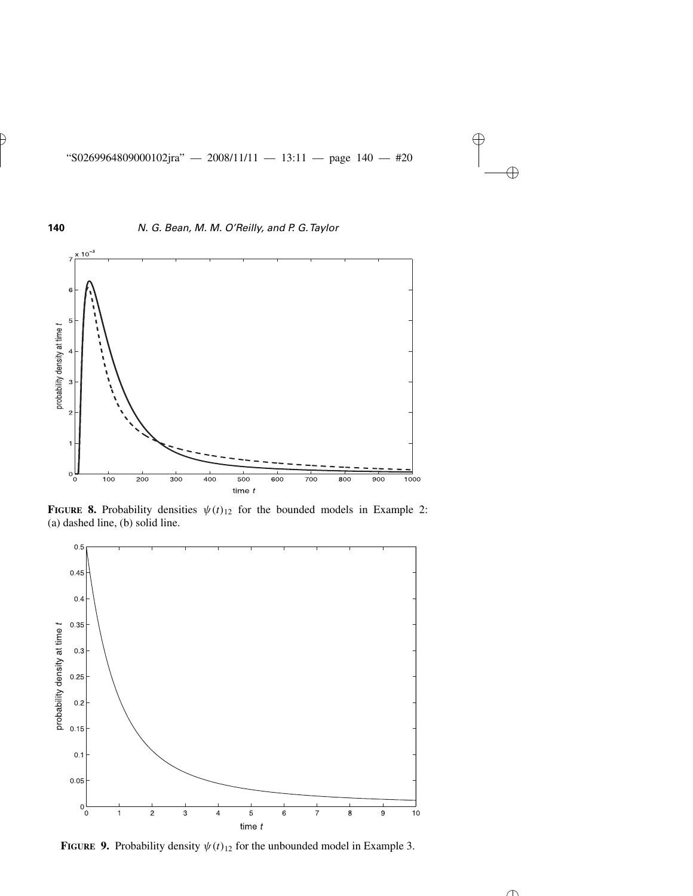**FIGURE 8.** Probability densities $\psi(t)_{12}$ for the bounded models in Example 2: (a) dashed line, (b) solid line.

**FIGURE 9.** Probability density $\psi(t)_{12}$ for the unbounded model in Example 3.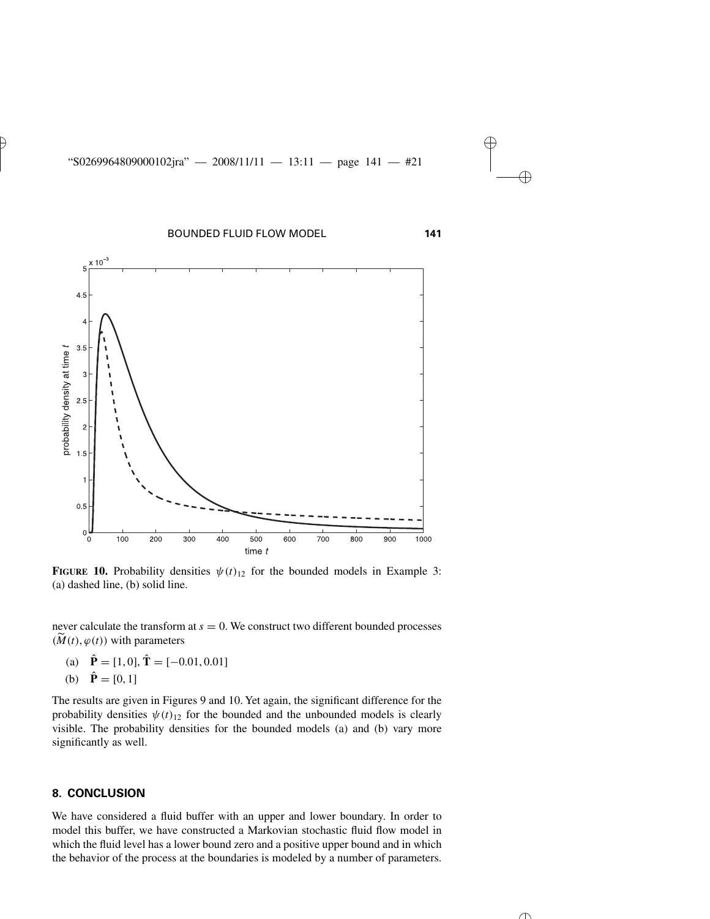**FIGURE 10.** Probability densities $\psi(t)_{12}$ for the bounded models in Example 3: (a) dashed line, (b) solid line.

never calculate the transform at $s = 0$. We construct two different bounded processes $(\widetilde{M}(t), \varphi(t))$ with parameters

(a) $\hat{\mathbf{P}} = [1, 0]$, $\hat{\mathbf{T}} = [-0.01, 0.01]$

(b) $\hat{\mathbf{P}} = [0, 1]$

The results are given in Figures 9 and 10. Yet again, the significant difference for the probability densities $\psi(t)_{12}$ for the bounded and the unbounded models is clearly visible. The probability densities for the bounded models (a) and (b) vary more significantly as well.

## 8. CONCLUSION

We have considered a fluid buffer with an upper and lower boundary. In order to model this buffer, we have constructed a Markovian stochastic fluid flow model in which the fluid level has a lower bound zero and a positive upper bound and in which the behavior of the process at the boundaries is modeled by a number of parameters.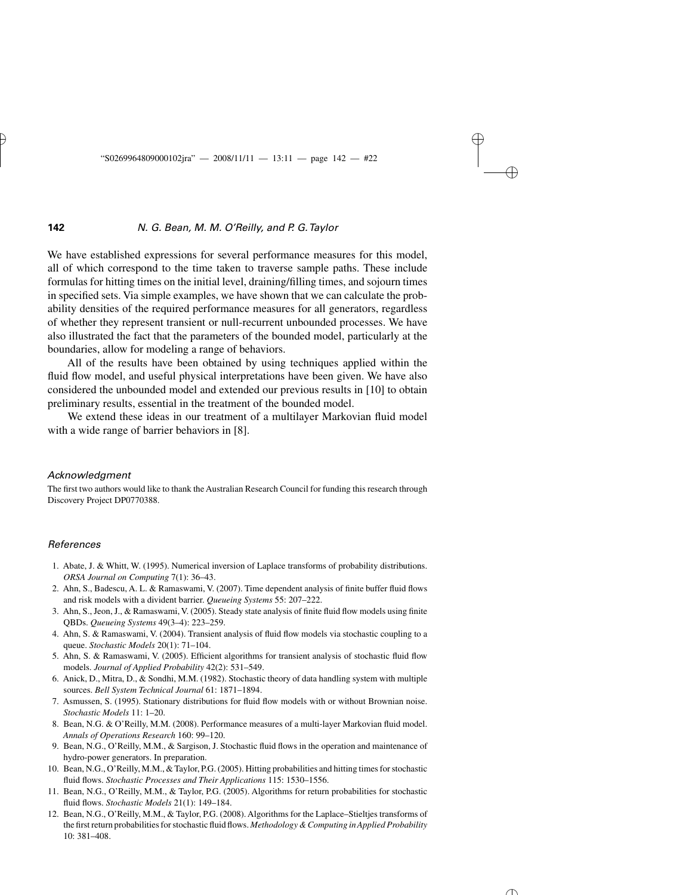We have established expressions for several performance measures for this model, all of which correspond to the time taken to traverse sample paths. These include formulas for hitting times on the initial level, draining/filling times, and sojourn times in specified sets. Via simple examples, we have shown that we can calculate the probability densities of the required performance measures for all generators, regardless of whether they represent transient or null-recurrent unbounded processes. We have also illustrated the fact that the parameters of the bounded model, particularly at the boundaries, allow for modeling a range of behaviors.

All of the results have been obtained by using techniques applied within the fluid flow model, and useful physical interpretations have been given. We have also considered the unbounded model and extended our previous results in [10] to obtain preliminary results, essential in the treatment of the bounded model.

We extend these ideas in our treatment of a multilayer Markovian fluid model with a wide range of barrier behaviors in [8].

### *Acknowledgment*

The first two authors would like to thank the Australian Research Council for funding this research through Discovery Project DP0770388.

### *References*

1. Abate, J. & Whitt, W. (1995). Numerical inversion of Laplace transforms of probability distributions. *ORSA Journal on Computing* 7(1): 36–43.
2. Ahn, S., Badescu, A. L. & Ramaswami, V. (2007). Time dependent analysis of finite buffer fluid flows and risk models with a divident barrier. *Queueing Systems* 55: 207–222.
3. Ahn, S., Jeon, J., & Ramaswami, V. (2005). Steady state analysis of finite fluid flow models using finite QBDs. *Queueing Systems* 49(3–4): 223–259.
4. Ahn, S. & Ramaswami, V. (2004). Transient analysis of fluid flow models via stochastic coupling to a queue. *Stochastic Models* 20(1): 71–104.
5. Ahn, S. & Ramaswami, V. (2005). Efficient algorithms for transient analysis of stochastic fluid flow models. *Journal of Applied Probability* 42(2): 531–549.
6. Anick, D., Mitra, D., & Sondhi, M.M. (1982). Stochastic theory of data handling system with multiple sources. *Bell System Technical Journal* 61: 1871–1894.
7. Asmussen, S. (1995). Stationary distributions for fluid flow models with or without Brownian noise. *Stochastic Models* 11: 1–20.
8. Bean, N.G. & O'Reilly, M.M. (2008). Performance measures of a multi-layer Markovian fluid model. *Annals of Operations Research* 160: 99–120.
9. Bean, N.G., O'Reilly, M.M., & Sargison, J. Stochastic fluid flows in the operation and maintenance of hydro-power generators. In preparation.
10. Bean, N.G., O'Reilly, M.M., & Taylor, P.G. (2005). Hitting probabilities and hitting times for stochastic fluid flows. *Stochastic Processes and Their Applications* 115: 1530–1556.
11. Bean, N.G., O'Reilly, M.M., & Taylor, P.G. (2005). Algorithms for return probabilities for stochastic fluid flows. *Stochastic Models* 21(1): 149–184.
12. Bean, N.G., O'Reilly, M.M., & Taylor, P.G. (2008). Algorithms for the Laplace–Stieltjes transforms of the first return probabilities for stochastic fluid flows. *Methodology & Computing in Applied Probability* 10: 381–408.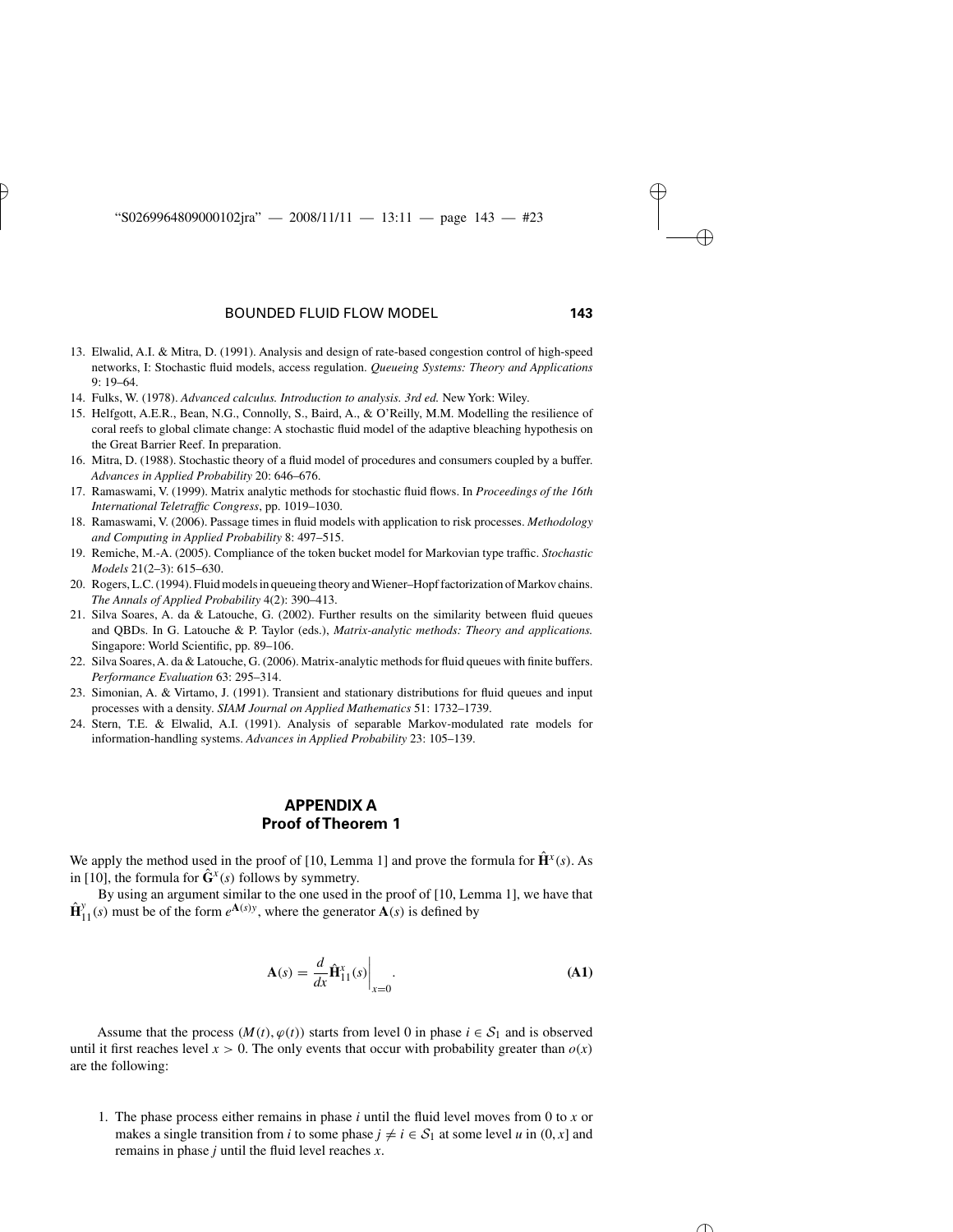13. Elwalid, A.I. & Mitra, D. (1991). Analysis and design of rate-based congestion control of high-speed networks, I: Stochastic fluid models, access regulation. *Queueing Systems: Theory and Applications* 9: 19–64.
14. Fulks, W. (1978). *Advanced calculus. Introduction to analysis. 3rd ed.* New York: Wiley.
15. Helfgott, A.E.R., Bean, N.G., Connolly, S., Baird, A., & O'Reilly, M.M. Modelling the resilience of coral reefs to global climate change: A stochastic fluid model of the adaptive bleaching hypothesis on the Great Barrier Reef. In preparation.
16. Mitra, D. (1988). Stochastic theory of a fluid model of procedures and consumers coupled by a buffer. *Advances in Applied Probability* 20: 646–676.
17. Ramaswami, V. (1999). Matrix analytic methods for stochastic fluid flows. In *Proceedings of the 16th International Teletraffic Congress*, pp. 1019–1030.
18. Ramaswami, V. (2006). Passage times in fluid models with application to risk processes. *Methodology and Computing in Applied Probability* 8: 497–515.
19. Remiche, M.-A. (2005). Compliance of the token bucket model for Markovian type traffic. *Stochastic Models* 21(2–3): 615–630.
20. Rogers, L.C. (1994). Fluid models in queueing theory and Wiener–Hopf factorization of Markov chains. *The Annals of Applied Probability* 4(2): 390–413.
21. Silva Soares, A. da & Latouche, G. (2002). Further results on the similarity between fluid queues and QBDs. In G. Latouche & P. Taylor (eds.), *Matrix-analytic methods: Theory and applications.* Singapore: World Scientific, pp. 89–106.
22. Silva Soares, A. da & Latouche, G. (2006). Matrix-analytic methods for fluid queues with finite buffers. *Performance Evaluation* 63: 295–314.
23. Simonian, A. & Virtamo, J. (1991). Transient and stationary distributions for fluid queues and input processes with a density. *SIAM Journal on Applied Mathematics* 51: 1732–1739.
24. Stern, T.E. & Elwalid, A.I. (1991). Analysis of separable Markov-modulated rate models for information-handling systems. *Advances in Applied Probability* 23: 105–139.

## APPENDIX A
## Proof of Theorem 1

We apply the method used in the proof of [10, Lemma 1] and prove the formula for $\hat{\mathbf{H}}^x(s)$. As in [10], the formula for $\hat{\mathbf{G}}^x(s)$ follows by symmetry.

By using an argument similar to the one used in the proof of [10, Lemma 1], we have that $\hat{\mathbf{H}}_{11}^y(s)$ must be of the form $e^{\mathbf{A}(s)y}$, where the generator $\mathbf{A}(s)$ is defined by

$$\mathbf{A}(s) = \frac{d}{dx}\hat{\mathbf{H}}_{11}^x(s)\bigg|_{x=0}. \tag{A1}$$

Assume that the process $(M(t), \varphi(t))$ starts from level 0 in phase $i \in \mathcal{S}_1$ and is observed until it first reaches level $x > 0$. The only events that occur with probability greater than $o(x)$ are the following:

1. The phase process either remains in phase $i$ until the fluid level moves from 0 to $x$ or makes a single transition from $i$ to some phase $j \neq i \in \mathcal{S}_1$ at some level $u$ in $(0, x]$ and remains in phase $j$ until the fluid level reaches $x$.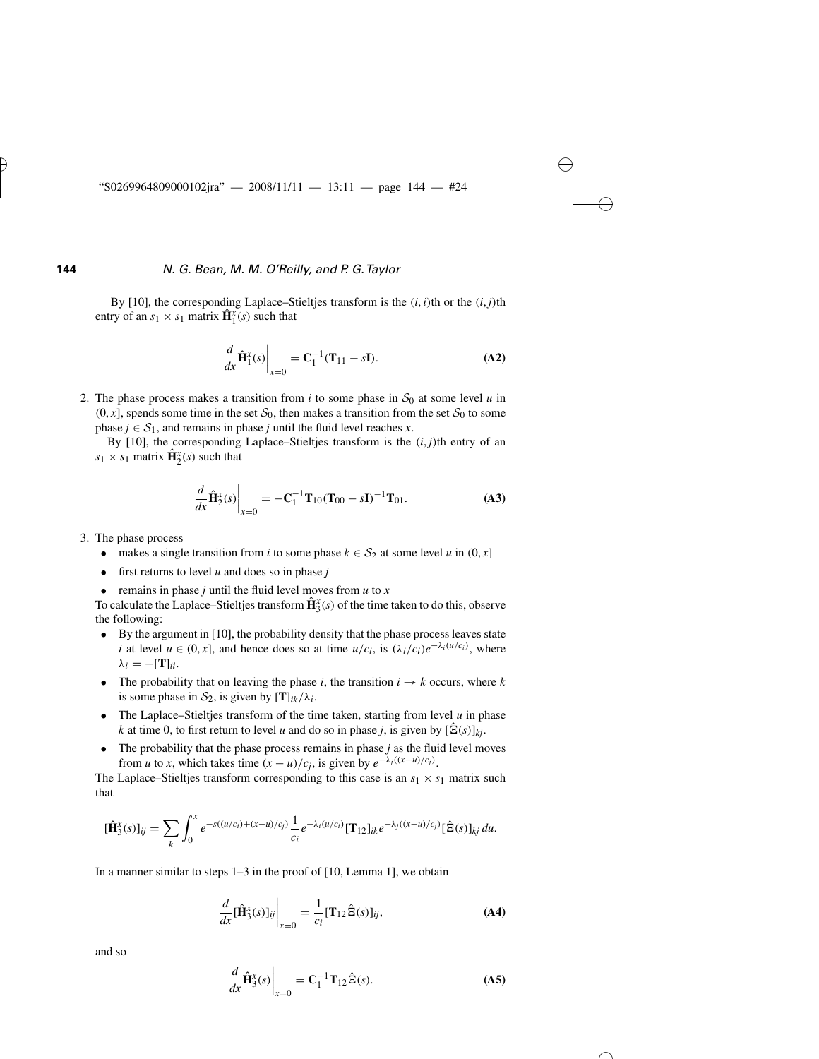By [10], the corresponding Laplace–Stieltjes transform is the $(i,i)$th or the $(i,j)$th entry of an $s_1 \times s_1$ matrix $\hat{\mathbf{H}}_1^x(s)$ such that

$$\left.\frac{d}{dx}\hat{\mathbf{H}}_1^x(s)\right|_{x=0} = \mathbf{C}_1^{-1}(\mathbf{T}_{11} - s\mathbf{I}). \tag{A2}$$

2. The phase process makes a transition from $i$ to some phase in $\mathcal{S}_0$ at some level $u$ in $(0, x]$, spends some time in the set $\mathcal{S}_0$, then makes a transition from the set $\mathcal{S}_0$ to some phase $j \in \mathcal{S}_1$, and remains in phase $j$ until the fluid level reaches $x$.

   By [10], the corresponding Laplace–Stieltjes transform is the $(i,j)$th entry of an $s_1 \times s_1$ matrix $\hat{\mathbf{H}}_2^x(s)$ such that

$$\left.\frac{d}{dx}\hat{\mathbf{H}}_2^x(s)\right|_{x=0} = -\mathbf{C}_1^{-1}\mathbf{T}_{10}(\mathbf{T}_{00} - s\mathbf{I})^{-1}\mathbf{T}_{01}. \tag{A3}$$

3. The phase process
   - makes a single transition from $i$ to some phase $k \in \mathcal{S}_2$ at some level $u$ in $(0, x]$
   - first returns to level $u$ and does so in phase $j$
   - remains in phase $j$ until the fluid level moves from $u$ to $x$

   To calculate the Laplace–Stieltjes transform $\hat{\mathbf{H}}_3^x(s)$ of the time taken to do this, observe the following:
   - By the argument in [10], the probability density that the phase process leaves state $i$ at level $u \in (0, x]$, and hence does so at time $u/c_i$, is $(\lambda_i/c_i)e^{-\lambda_i(u/c_i)}$, where $\lambda_i = -[\mathbf{T}]_{ii}$.
   - The probability that on leaving the phase $i$, the transition $i \to k$ occurs, where $k$ is some phase in $\mathcal{S}_2$, is given by $[\mathbf{T}]_{ik}/\lambda_i$.
   - The Laplace–Stieltjes transform of the time taken, starting from level $u$ in phase $k$ at time 0, to first return to level $u$ and do so in phase $j$, is given by $[\hat{\Xi}(s)]_{kj}$.
   - The probability that the phase process remains in phase $j$ as the fluid level moves from $u$ to $x$, which takes time $(x-u)/c_j$, is given by $e^{-\lambda_j((x-u)/c_j)}$.

   The Laplace–Stieltjes transform corresponding to this case is an $s_1 \times s_1$ matrix such that

$$[\hat{\mathbf{H}}_3^x(s)]_{ij} = \sum_k \int_0^x e^{-s((u/c_i)+(x-u)/c_j)} \frac{1}{c_i} e^{-\lambda_i(u/c_i)} [\mathbf{T}_{12}]_{ik} e^{-\lambda_j((x-u)/c_j)} [\hat{\Xi}(s)]_{kj} \, du.$$

In a manner similar to steps 1–3 in the proof of [10, Lemma 1], we obtain

$$\left.\frac{d}{dx}[\hat{\mathbf{H}}_3^x(s)]_{ij}\right|_{x=0} = \frac{1}{c_i}[\mathbf{T}_{12}\hat{\Xi}(s)]_{ij}, \tag{A4}$$

and so

$$\left.\frac{d}{dx}\hat{\mathbf{H}}_3^x(s)\right|_{x=0} = \mathbf{C}_1^{-1}\mathbf{T}_{12}\hat{\Xi}(s). \tag{A5}$$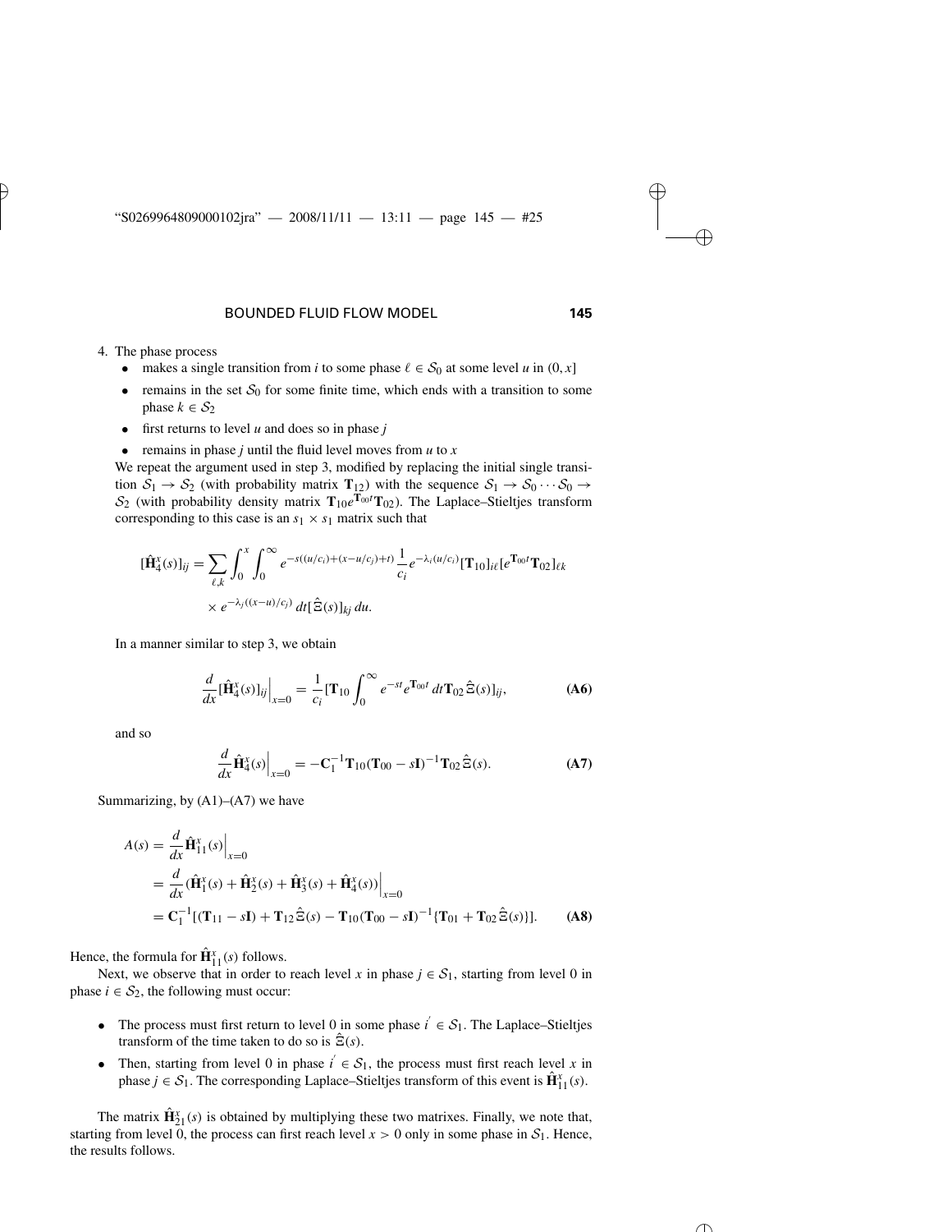4. The phase process

- makes a single transition from $i$ to some phase $\ell \in \mathcal{S}_0$ at some level $u$ in $(0, x]$
- remains in the set $\mathcal{S}_0$ for some finite time, which ends with a transition to some phase $k \in \mathcal{S}_2$
- first returns to level $u$ and does so in phase $j$
- remains in phase $j$ until the fluid level moves from $u$ to $x$

We repeat the argument used in step 3, modified by replacing the initial single transition $\mathcal{S}_1 \to \mathcal{S}_2$ (with probability matrix $\mathbf{T}_{12}$) with the sequence $\mathcal{S}_1 \to \mathcal{S}_0 \cdots \mathcal{S}_0 \to \mathcal{S}_2$ (with probability density matrix $\mathbf{T}_{10}e^{\mathbf{T}_{00}t}\mathbf{T}_{02}$). The Laplace–Stieltjes transform corresponding to this case is an $s_1 \times s_1$ matrix such that

$$[\hat{\mathbf{H}}_4^x(s)]_{ij} = \sum_{\ell,k} \int_0^x \int_0^\infty e^{-s((u/c_i)+(x-u/c_j)+t)} \frac{1}{c_i} e^{-\lambda_i(u/c_i)} [\mathbf{T}_{10}]_{i\ell} [e^{\mathbf{T}_{00}t}\mathbf{T}_{02}]_{\ell k} \times e^{-\lambda_j((x-u)/c_j)}\, dt [\hat{\Xi}(s)]_{kj}\, du.$$

In a manner similar to step 3, we obtain

$$\frac{d}{dx}[\hat{\mathbf{H}}_4^x(s)]_{ij}\Big|_{x=0} = \frac{1}{c_i}\Big[\mathbf{T}_{10} \int_0^\infty e^{-st} e^{\mathbf{T}_{00}t}\, dt \mathbf{T}_{02} \hat{\Xi}(s)\Big]_{ij}, \tag{A6}$$

and so

$$\frac{d}{dx}\hat{\mathbf{H}}_4^x(s)\Big|_{x=0} = -\mathbf{C}_1^{-1}\mathbf{T}_{10}(\mathbf{T}_{00} - s\mathbf{I})^{-1}\mathbf{T}_{02}\hat{\Xi}(s). \tag{A7}$$

Summarizing, by (A1)–(A7) we have

$$\begin{aligned}
A(s) &= \frac{d}{dx}\hat{\mathbf{H}}_{11}^x(s)\Big|_{x=0} \\
&= \frac{d}{dx}(\hat{\mathbf{H}}_1^x(s) + \hat{\mathbf{H}}_2^x(s) + \hat{\mathbf{H}}_3^x(s) + \hat{\mathbf{H}}_4^x(s))\Big|_{x=0} \\
&= \mathbf{C}_1^{-1}[(\mathbf{T}_{11} - s\mathbf{I}) + \mathbf{T}_{12}\hat{\Xi}(s) - \mathbf{T}_{10}(\mathbf{T}_{00} - s\mathbf{I})^{-1}\{\mathbf{T}_{01} + \mathbf{T}_{02}\hat{\Xi}(s)\}].
\end{aligned} \tag{A8}$$

Hence, the formula for $\hat{\mathbf{H}}_{11}^x(s)$ follows.

Next, we observe that in order to reach level $x$ in phase $j \in \mathcal{S}_1$, starting from level 0 in phase $i \in \mathcal{S}_2$, the following must occur:

- The process must first return to level 0 in some phase $i' \in \mathcal{S}_1$. The Laplace–Stieltjes transform of the time taken to do so is $\hat{\Xi}(s)$.
- Then, starting from level 0 in phase $i' \in \mathcal{S}_1$, the process must first reach level $x$ in phase $j \in \mathcal{S}_1$. The corresponding Laplace–Stieltjes transform of this event is $\hat{\mathbf{H}}_{11}^x(s)$.

The matrix $\hat{\mathbf{H}}_{21}^x(s)$ is obtained by multiplying these two matrixes. Finally, we note that, starting from level 0, the process can first reach level $x > 0$ only in some phase in $\mathcal{S}_1$. Hence, the results follows.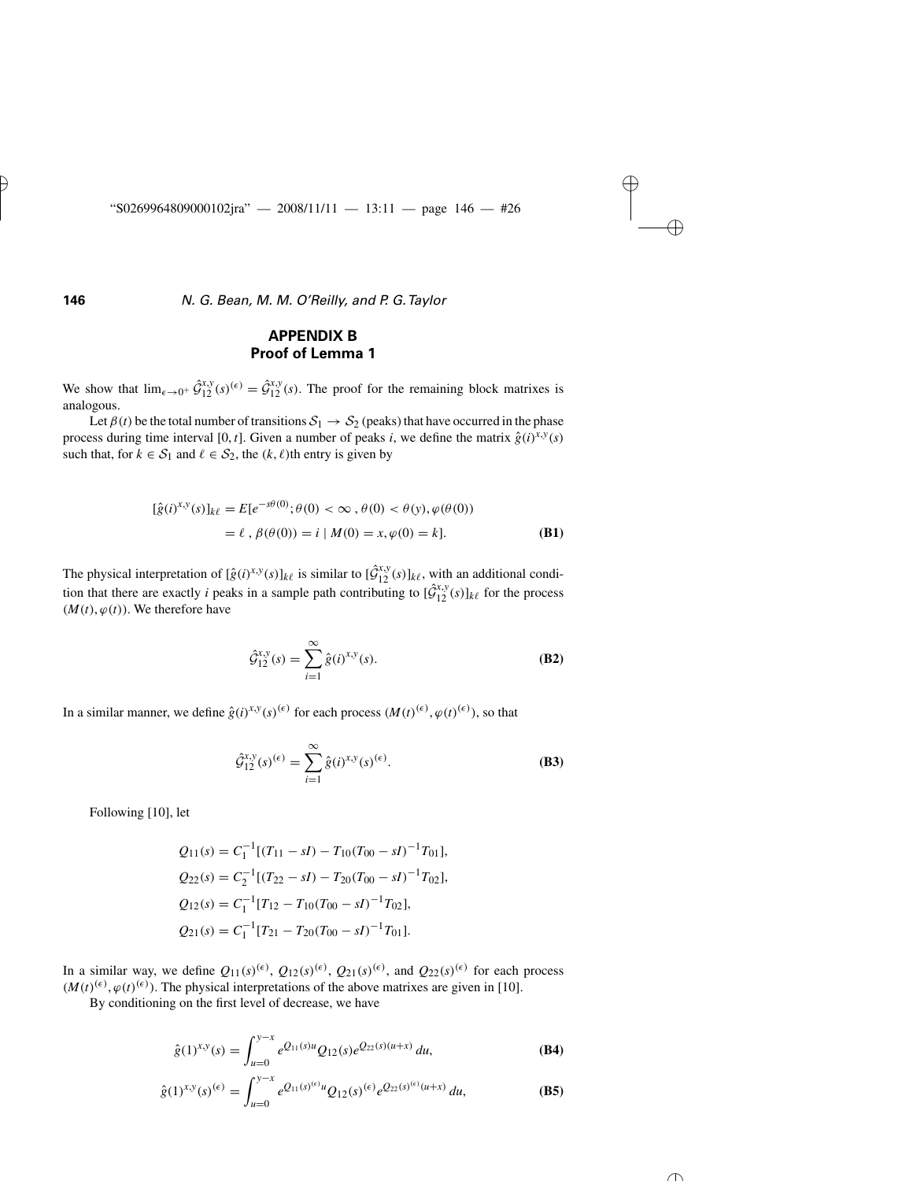# APPENDIX B
## Proof of Lemma 1

We show that $\lim_{\epsilon \to 0^+} \hat{\mathcal{G}}_{12}^{x,y}(s)^{(\epsilon)} = \hat{\mathcal{G}}_{12}^{x,y}(s)$. The proof for the remaining block matrixes is analogous.

Let $\beta(t)$ be the total number of transitions $\mathcal{S}_1 \to \mathcal{S}_2$ (peaks) that have occurred in the phase process during time interval $[0, t]$. Given a number of peaks $i$, we define the matrix $\hat{g}(i)^{x,y}(s)$ such that, for $k \in \mathcal{S}_1$ and $\ell \in \mathcal{S}_2$, the $(k, \ell)$th entry is given by

$$
\begin{aligned}
[\hat{g}(i)^{x,y}(s)]_{k\ell} = E[e^{-s\theta(0)}; \theta(0) < \infty \, , \theta(0) < \theta(y), \varphi(\theta(0)) \\
= \ell \, , \beta(\theta(0)) = i \mid M(0) = x, \varphi(0) = k]. \qquad \textbf{(B1)}
\end{aligned}
$$

The physical interpretation of $[\hat{g}(i)^{x,y}(s)]_{k\ell}$ is similar to $[\hat{\mathcal{G}}_{12}^{x,y}(s)]_{k\ell}$, with an additional condition that there are exactly $i$ peaks in a sample path contributing to $[\hat{\mathcal{G}}_{12}^{x,y}(s)]_{k\ell}$ for the process $(M(t), \varphi(t))$. We therefore have

$$
\hat{\mathcal{G}}_{12}^{x,y}(s) = \sum_{i=1}^{\infty} \hat{g}(i)^{x,y}(s). \qquad \textbf{(B2)}
$$

In a similar manner, we define $\hat{g}(i)^{x,y}(s)^{(\epsilon)}$ for each process $(M(t)^{(\epsilon)}, \varphi(t)^{(\epsilon)})$, so that

$$
\hat{\mathcal{G}}_{12}^{x,y}(s)^{(\epsilon)} = \sum_{i=1}^{\infty} \hat{g}(i)^{x,y}(s)^{(\epsilon)}. \qquad \textbf{(B3)}
$$

Following [10], let

$$
\begin{aligned}
Q_{11}(s) &= C_1^{-1}[(T_{11} - sI) - T_{10}(T_{00} - sI)^{-1}T_{01}], \\
Q_{22}(s) &= C_2^{-1}[(T_{22} - sI) - T_{20}(T_{00} - sI)^{-1}T_{02}], \\
Q_{12}(s) &= C_1^{-1}[T_{12} - T_{10}(T_{00} - sI)^{-1}T_{02}], \\
Q_{21}(s) &= C_1^{-1}[T_{21} - T_{20}(T_{00} - sI)^{-1}T_{01}].
\end{aligned}
$$

In a similar way, we define $Q_{11}(s)^{(\epsilon)}$, $Q_{12}(s)^{(\epsilon)}$, $Q_{21}(s)^{(\epsilon)}$, and $Q_{22}(s)^{(\epsilon)}$ for each process $(M(t)^{(\epsilon)}, \varphi(t)^{(\epsilon)})$. The physical interpretations of the above matrixes are given in [10].

By conditioning on the first level of decrease, we have

$$
\hat{g}(1)^{x,y}(s) = \int_{u=0}^{y-x} e^{Q_{11}(s)u} Q_{12}(s) e^{Q_{22}(s)(u+x)} \, du, \qquad \textbf{(B4)}
$$

$$
\hat{g}(1)^{x,y}(s)^{(\epsilon)} = \int_{u=0}^{y-x} e^{Q_{11}(s)^{(\epsilon)}u} Q_{12}(s)^{(\epsilon)} e^{Q_{22}(s)^{(\epsilon)}(u+x)} \, du, \qquad \textbf{(B5)}
$$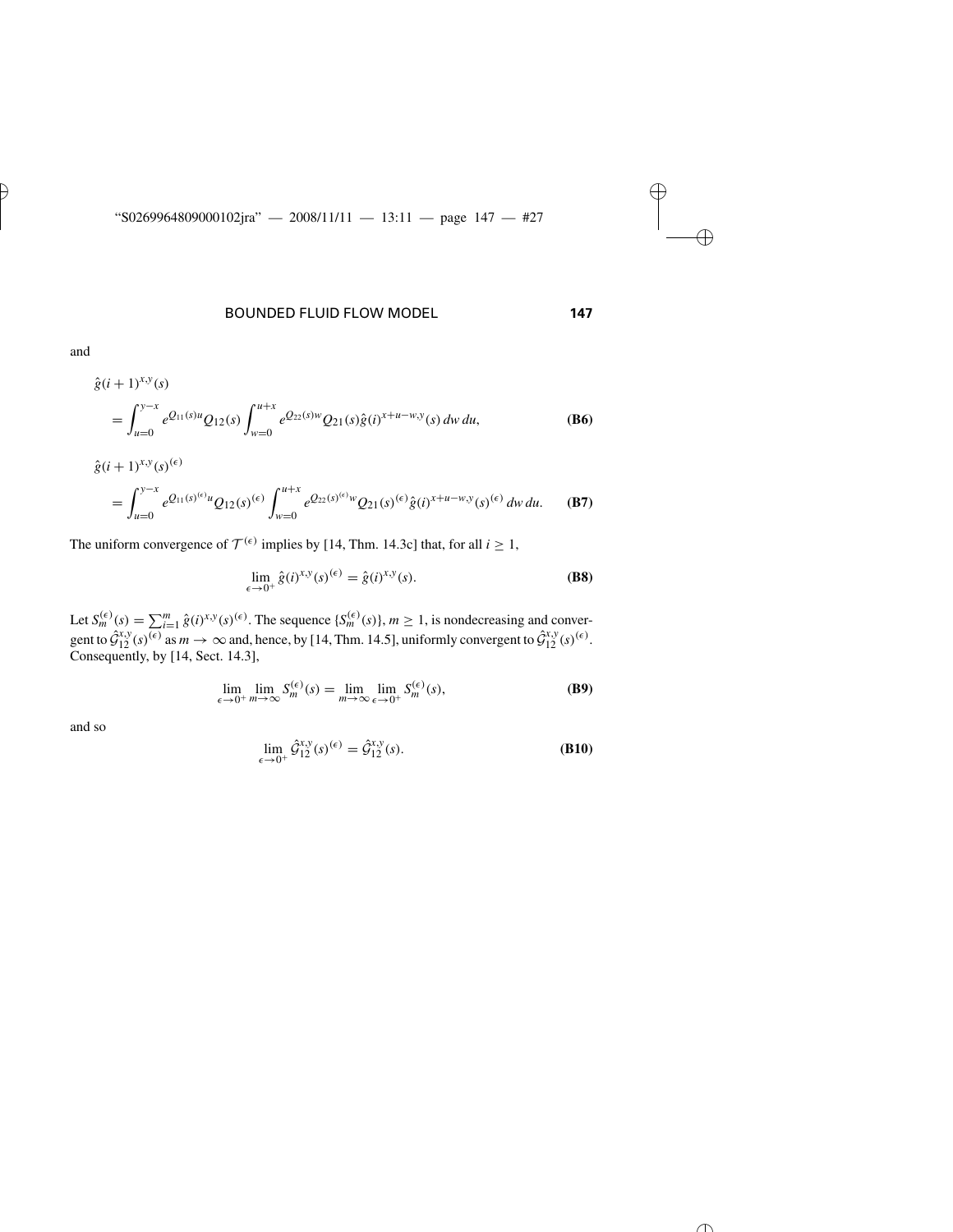and

$$\hat{g}(i+1)^{x,y}(s)$$
$$= \int_{u=0}^{y-x} e^{Q_{11}(s)u} Q_{12}(s) \int_{w=0}^{u+x} e^{Q_{22}(s)w} Q_{21}(s) \hat{g}(i)^{x+u-w,y}(s)\, dw\, du, \qquad \textbf{(B6)}$$

$$\hat{g}(i+1)^{x,y}(s)^{(\epsilon)}$$
$$= \int_{u=0}^{y-x} e^{Q_{11}(s)^{(\epsilon)}u} Q_{12}(s)^{(\epsilon)} \int_{w=0}^{u+x} e^{Q_{22}(s)^{(\epsilon)}w} Q_{21}(s)^{(\epsilon)} \hat{g}(i)^{x+u-w,y}(s)^{(\epsilon)}\, dw\, du. \qquad \textbf{(B7)}$$

The uniform convergence of $\mathcal{T}^{(\epsilon)}$ implies by [14, Thm. 14.3c] that, for all $i \geq 1$,

$$\lim_{\epsilon \to 0^+} \hat{g}(i)^{x,y}(s)^{(\epsilon)} = \hat{g}(i)^{x,y}(s). \qquad \textbf{(B8)}$$

Let $S_m^{(\epsilon)}(s) = \sum_{i=1}^{m} \hat{g}(i)^{x,y}(s)^{(\epsilon)}$. The sequence $\{S_m^{(\epsilon)}(s)\}$, $m \geq 1$, is nondecreasing and convergent to $\hat{\mathcal{G}}_{12}^{x,y}(s)^{(\epsilon)}$ as $m \to \infty$ and, hence, by [14, Thm. 14.5], uniformly convergent to $\hat{\mathcal{G}}_{12}^{x,y}(s)^{(\epsilon)}$. Consequently, by [14, Sect. 14.3],

$$\lim_{\epsilon \to 0^+} \lim_{m \to \infty} S_m^{(\epsilon)}(s) = \lim_{m \to \infty} \lim_{\epsilon \to 0^+} S_m^{(\epsilon)}(s), \qquad \textbf{(B9)}$$

and so

$$\lim_{\epsilon \to 0^+} \hat{\mathcal{G}}_{12}^{x,y}(s)^{(\epsilon)} = \hat{\mathcal{G}}_{12}^{x,y}(s). \qquad \textbf{(B10)}$$